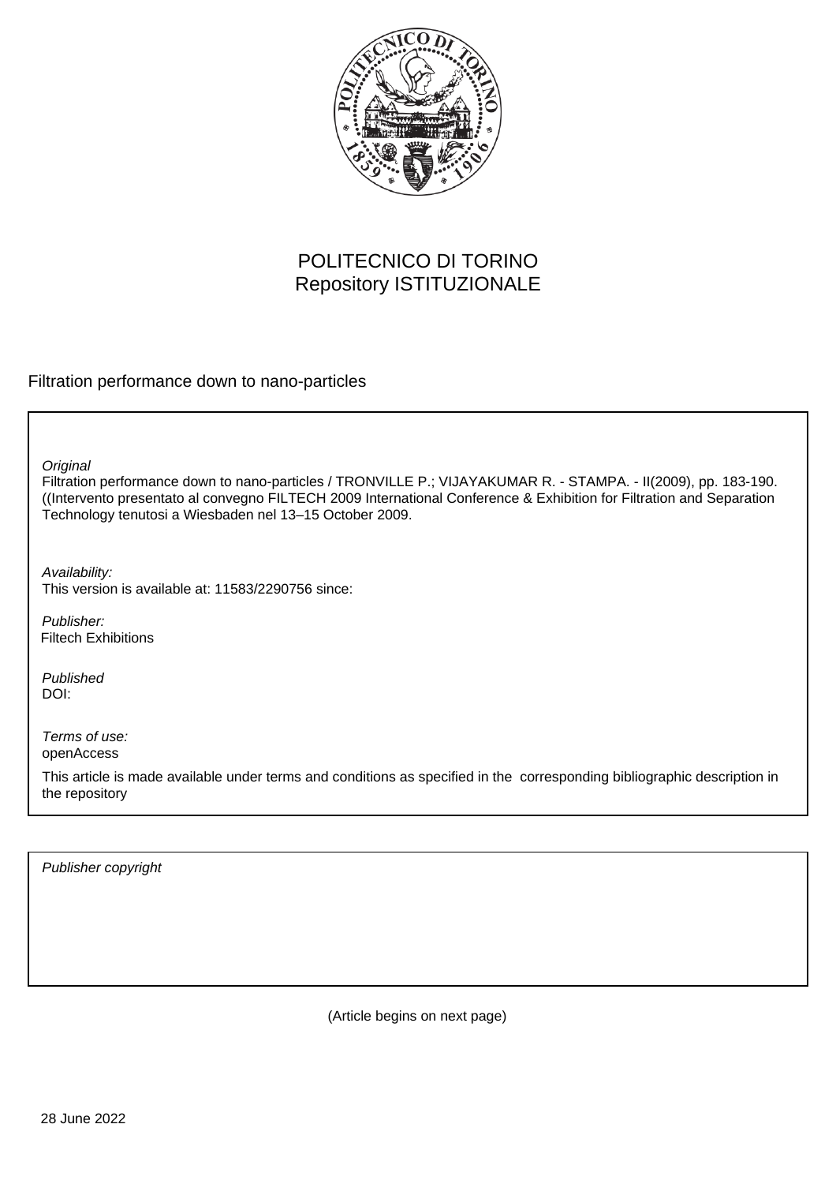POLITECNICO DI TORINO
Repository ISTITUZIONALE

Filtration performance down to nano-particles

*Original*
Filtration performance down to nano-particles / TRONVILLE P.; VIJAYAKUMAR R. - STAMPA. - II(2009), pp. 183-190. ((Intervento presentato al convegno FILTECH 2009 International Conference & Exhibition for Filtration and Separation Technology tenutosi a Wiesbaden nel 13–15 October 2009.

*Availability:*
This version is available at: 11583/2290756 since:

*Publisher:*
Filtech Exhibitions

*Published*
DOI:

*Terms of use:*
openAccess

This article is made available under terms and conditions as specified in the corresponding bibliographic description in the repository

*Publisher copyright*

(Article begins on next page)

28 June 2022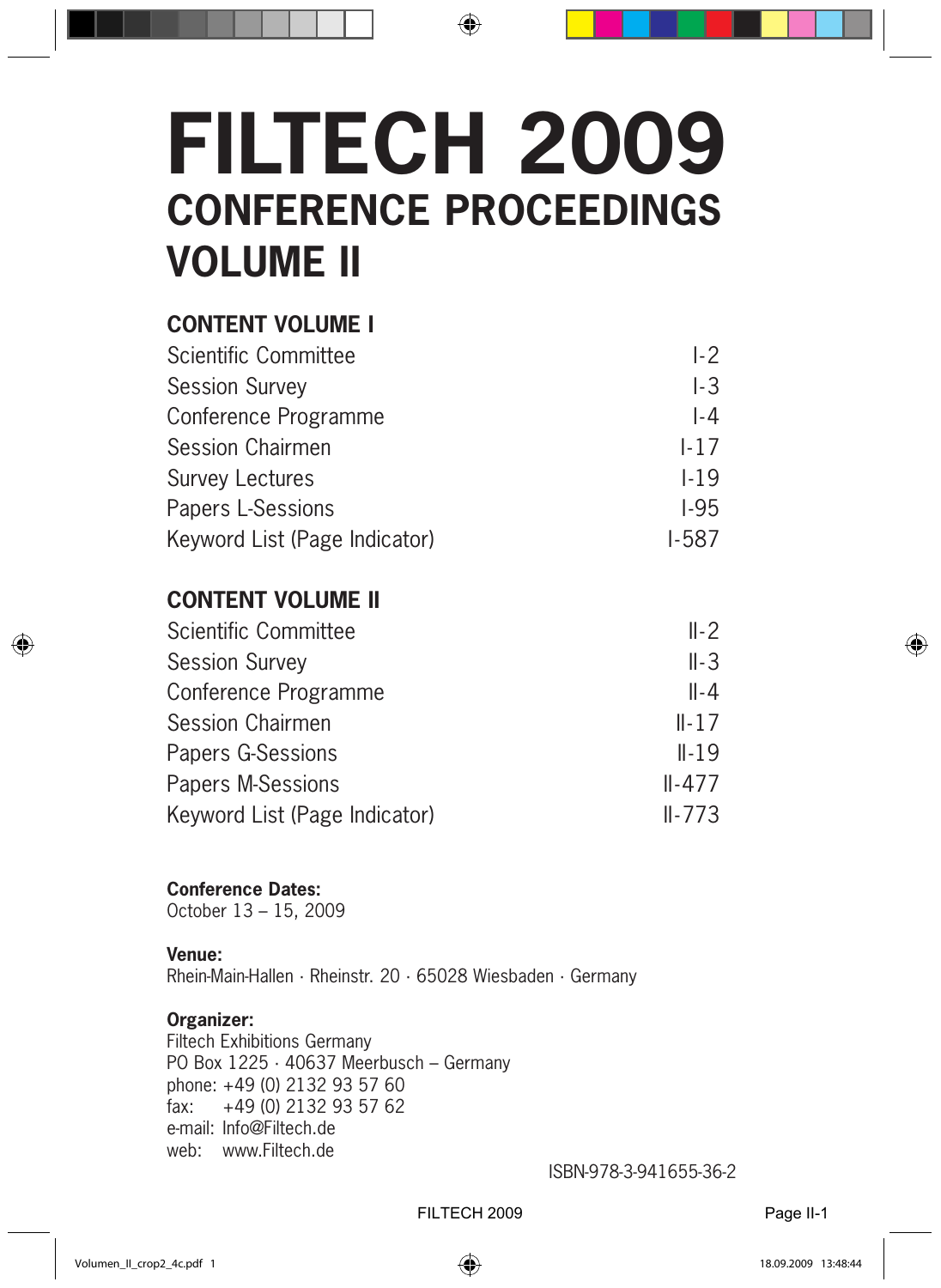# FILTECH 2009

## CONFERENCE PROCEEDINGS VOLUME II

### CONTENT VOLUME I

| | |
|---|---|
| Scientific Committee | I-2 |
| Session Survey | I-3 |
| Conference Programme | I-4 |
| Session Chairmen | I-17 |
| Survey Lectures | I-19 |
| Papers L-Sessions | I-95 |
| Keyword List (Page Indicator) | I-587 |

### CONTENT VOLUME II

| | |
|---|---|
| Scientific Committee | II-2 |
| Session Survey | II-3 |
| Conference Programme | II-4 |
| Session Chairmen | II-17 |
| Papers G-Sessions | II-19 |
| Papers M-Sessions | II-477 |
| Keyword List (Page Indicator) | II-773 |

**Conference Dates:**
October 13 – 15, 2009

**Venue:**
Rhein-Main-Hallen · Rheinstr. 20 · 65028 Wiesbaden · Germany

**Organizer:**
Filtech Exhibitions Germany
PO Box 1225 · 40637 Meerbusch – Germany
phone: +49 (0) 2132 93 57 60
fax: +49 (0) 2132 93 57 62
e-mail: Info@Filtech.de
web: www.Filtech.de

ISBN-978-3-941655-36-2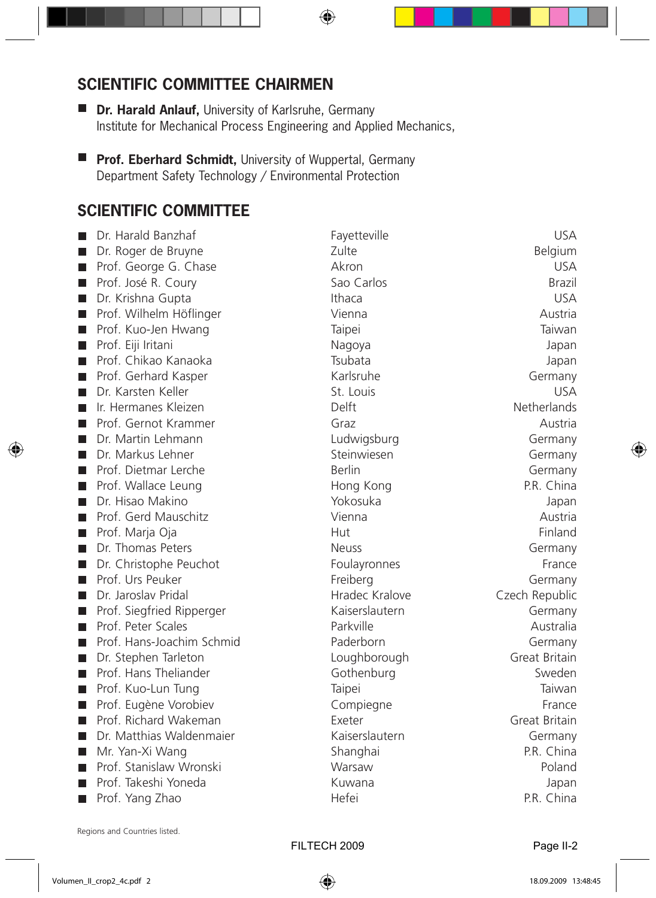## SCIENTIFIC COMMITTEE CHAIRMEN

- **Dr. Harald Anlauf,** University of Karlsruhe, Germany
  Institute for Mechanical Process Engineering and Applied Mechanics,

- **Prof. Eberhard Schmidt,** University of Wuppertal, Germany
  Department Safety Technology / Environmental Protection

## SCIENTIFIC COMMITTEE

| | | |
|---|---|---|
| Dr. Harald Banzhaf | Fayetteville | USA |
| Dr. Roger de Bruyne | Zulte | Belgium |
| Prof. George G. Chase | Akron | USA |
| Prof. José R. Coury | Sao Carlos | Brazil |
| Dr. Krishna Gupta | Ithaca | USA |
| Prof. Wilhelm Höflinger | Vienna | Austria |
| Prof. Kuo-Jen Hwang | Taipei | Taiwan |
| Prof. Eiji Iritani | Nagoya | Japan |
| Prof. Chikao Kanaoka | Tsubata | Japan |
| Prof. Gerhard Kasper | Karlsruhe | Germany |
| Dr. Karsten Keller | St. Louis | USA |
| Ir. Hermanes Kleizen | Delft | Netherlands |
| Prof. Gernot Krammer | Graz | Austria |
| Dr. Martin Lehmann | Ludwigsburg | Germany |
| Dr. Markus Lehner | Steinwiesen | Germany |
| Prof. Dietmar Lerche | Berlin | Germany |
| Prof. Wallace Leung | Hong Kong | P.R. China |
| Dr. Hisao Makino | Yokosuka | Japan |
| Prof. Gerd Mauschitz | Vienna | Austria |
| Prof. Marja Oja | Hut | Finland |
| Dr. Thomas Peters | Neuss | Germany |
| Dr. Christophe Peuchot | Foulayronnes | France |
| Prof. Urs Peuker | Freiberg | Germany |
| Dr. Jaroslav Pridal | Hradec Kralove | Czech Republic |
| Prof. Siegfried Ripperger | Kaiserslautern | Germany |
| Prof. Peter Scales | Parkville | Australia |
| Prof. Hans-Joachim Schmid | Paderborn | Germany |
| Dr. Stephen Tarleton | Loughborough | Great Britain |
| Prof. Hans Theliander | Gothenburg | Sweden |
| Prof. Kuo-Lun Tung | Taipei | Taiwan |
| Prof. Eugène Vorobiev | Compiegne | France |
| Prof. Richard Wakeman | Exeter | Great Britain |
| Dr. Matthias Waldenmaier | Kaiserslautern | Germany |
| Mr. Yan-Xi Wang | Shanghai | P.R. China |
| Prof. Stanislaw Wronski | Warsaw | Poland |
| Prof. Takeshi Yoneda | Kuwana | Japan |
| Prof. Yang Zhao | Hefei | P.R. China |

Regions and Countries listed.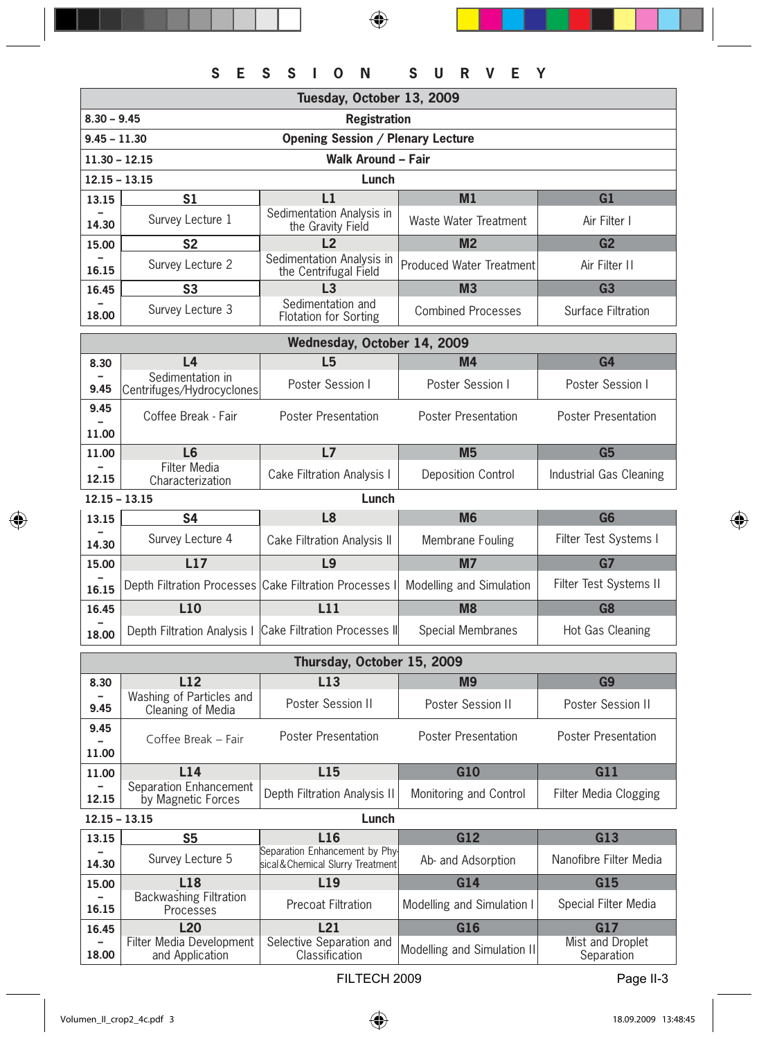# SESSION SURVEY

## Tuesday, October 13, 2009

| | | | | |
|---|---|---|---|---|
| 8.30 – 9.45 | Registration | | | |
| 9.45 – 11.30 | Opening Session / Plenary Lecture | | | |
| 11.30 – 12.15 | Walk Around – Fair | | | |
| 12.15 – 13.15 | Lunch | | | |
| 13.15 – 14.30 | **S1** Survey Lecture 1 | **L1** Sedimentation Analysis in the Gravity Field | **M1** Waste Water Treatment | **G1** Air Filter I |
| 15.00 – 16.15 | **S2** Survey Lecture 2 | **L2** Sedimentation Analysis in the Centrifugal Field | **M2** Produced Water Treatment | **G2** Air Filter II |
| 16.45 – 18.00 | **S3** Survey Lecture 3 | **L3** Sedimentation and Flotation for Sorting | **M3** Combined Processes | **G3** Surface Filtration |

## Wednesday, October 14, 2009

| | | | | |
|---|---|---|---|---|
| 8.30 – 9.45 | **L4** Sedimentation in Centrifuges/Hydrocyclones | **L5** Poster Session I | **M4** Poster Session I | **G4** Poster Session I |
| 9.45 – 11.00 | Coffee Break - Fair | Poster Presentation | Poster Presentation | Poster Presentation |
| 11.00 – 12.15 | **L6** Filter Media Characterization | **L7** Cake Filtration Analysis I | **M5** Deposition Control | **G5** Industrial Gas Cleaning |
| 12.15 – 13.15 | Lunch | | | |
| 13.15 – 14.30 | **S4** Survey Lecture 4 | **L8** Cake Filtration Analysis II | **M6** Membrane Fouling | **G6** Filter Test Systems I |
| 15.00 – 16.15 | **L17** Depth Filtration Processes | **L9** Cake Filtration Processes I | **M7** Modelling and Simulation | **G7** Filter Test Systems II |
| 16.45 – 18.00 | **L10** Depth Filtration Analysis I | **L11** Cake Filtration Processes II | **M8** Special Membranes | **G8** Hot Gas Cleaning |

## Thursday, October 15, 2009

| | | | | |
|---|---|---|---|---|
| 8.30 – 9.45 | **L12** Washing of Particles and Cleaning of Media | **L13** Poster Session II | **M9** Poster Session II | **G9** Poster Session II |
| 9.45 – 11.00 | Coffee Break – Fair | Poster Presentation | Poster Presentation | Poster Presentation |
| 11.00 – 12.15 | **L14** Separation Enhancement by Magnetic Forces | **L15** Depth Filtration Analysis II | **G10** Monitoring and Control | **G11** Filter Media Clogging |
| 12.15 – 13.15 | Lunch | | | |
| 13.15 – 14.30 | **S5** Survey Lecture 5 | **L16** Separation Enhancement by Physical & Chemical Slurry Treatment | **G12** Ab- and Adsorption | **G13** Nanofibre Filter Media |
| 15.00 – 16.15 | **L18** Backwashing Filtration Processes | **L19** Precoat Filtration | **G14** Modelling and Simulation I | **G15** Special Filter Media |
| 16.45 – 18.00 | **L20** Filter Media Development and Application | **L21** Selective Separation and Classification | **G16** Modelling and Simulation II | **G17** Mist and Droplet Separation |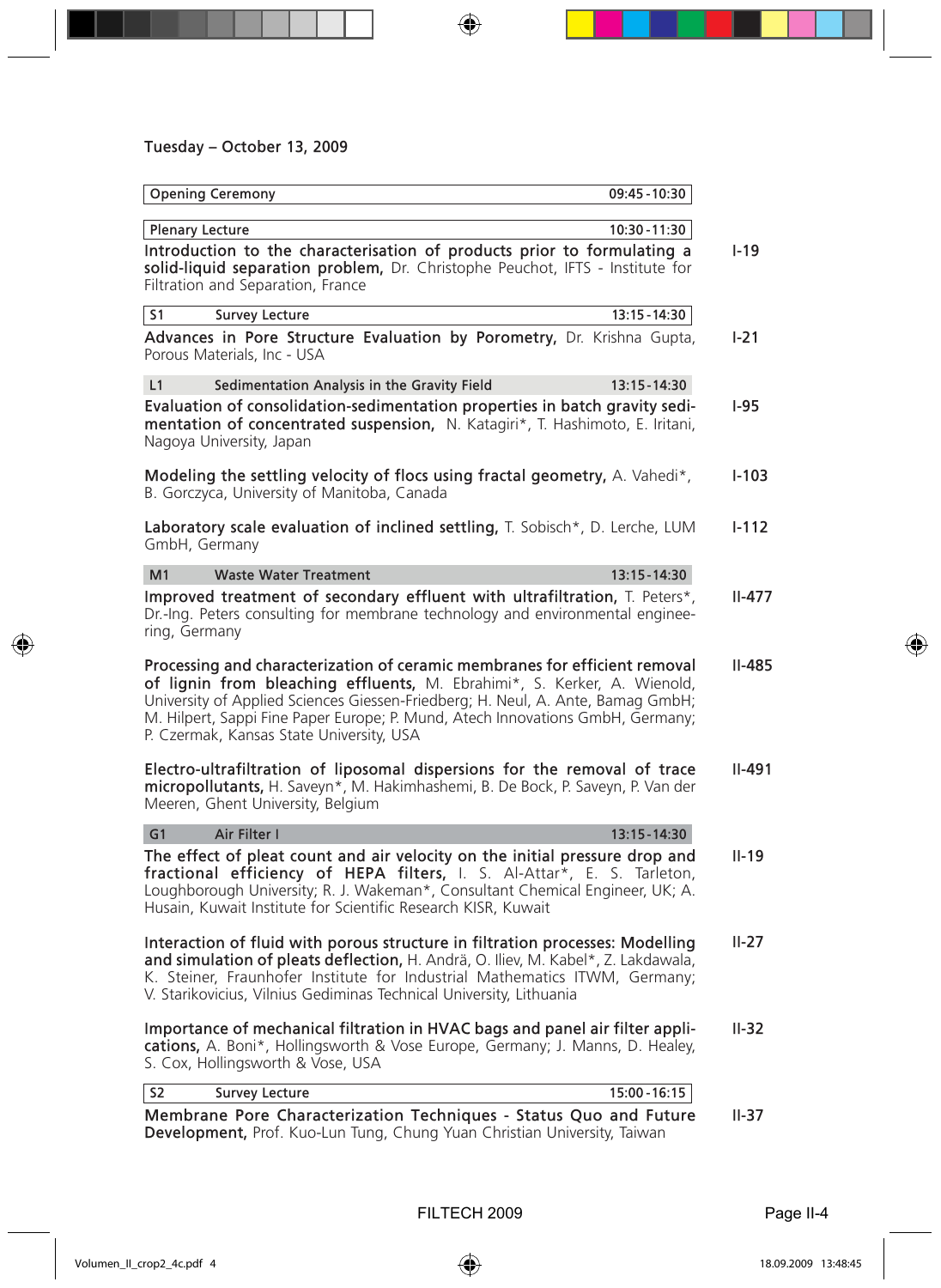## Tuesday – October 13, 2009

**Opening Ceremony** 09:45 - 10:30

**Plenary Lecture** 10:30 - 11:30

**Introduction to the characterisation of products prior to formulating a solid-liquid separation problem,** Dr. Christophe Peuchot, IFTS - Institute for Filtration and Separation, France — I-19

**S1 Survey Lecture** 13:15 - 14:30

**Advances in Pore Structure Evaluation by Porometry,** Dr. Krishna Gupta, Porous Materials, Inc - USA — I-21

**L1 Sedimentation Analysis in the Gravity Field** 13:15 - 14:30

**Evaluation of consolidation-sedimentation properties in batch gravity sedimentation of concentrated suspension,** N. Katagiri*, T. Hashimoto, E. Iritani, Nagoya University, Japan — I-95

**Modeling the settling velocity of flocs using fractal geometry,** A. Vahedi*, B. Gorczyca, University of Manitoba, Canada — I-103

**Laboratory scale evaluation of inclined settling,** T. Sobisch*, D. Lerche, LUM GmbH, Germany — I-112

**M1 Waste Water Treatment** 13:15 - 14:30

**Improved treatment of secondary effluent with ultrafiltration,** T. Peters*, Dr.-Ing. Peters consulting for membrane technology and environmental engineering, Germany — II-477

**Processing and characterization of ceramic membranes for efficient removal of lignin from bleaching effluents,** M. Ebrahimi*, S. Kerker, A. Wienold, University of Applied Sciences Giessen-Friedberg; H. Neul, A. Ante, Bamag GmbH; M. Hilpert, Sappi Fine Paper Europe; P. Mund, Atech Innovations GmbH, Germany; P. Czermak, Kansas State University, USA — II-485

**Electro-ultrafiltration of liposomal dispersions for the removal of trace micropollutants,** H. Saveyn*, M. Hakimhashemi, B. De Bock, P. Saveyn, P. Van der Meeren, Ghent University, Belgium — II-491

**G1 Air Filter I** 13:15 - 14:30

**The effect of pleat count and air velocity on the initial pressure drop and fractional efficiency of HEPA filters,** I. S. Al-Attar*, E. S. Tarleton, Loughborough University; R. J. Wakeman*, Consultant Chemical Engineer, UK; A. Husain, Kuwait Institute for Scientific Research KISR, Kuwait — II-19

**Interaction of fluid with porous structure in filtration processes: Modelling and simulation of pleats deflection,** H. Andrä, O. Iliev, M. Kabel*, Z. Lakdawala, K. Steiner, Fraunhofer Institute for Industrial Mathematics ITWM, Germany; V. Starikovicius, Vilnius Gediminas Technical University, Lithuania — II-27

**Importance of mechanical filtration in HVAC bags and panel air filter applications,** A. Boni*, Hollingsworth & Vose Europe, Germany; J. Manns, D. Healey, S. Cox, Hollingsworth & Vose, USA — II-32

**S2 Survey Lecture** 15:00 - 16:15

**Membrane Pore Characterization Techniques - Status Quo and Future Development,** Prof. Kuo-Lun Tung, Chung Yuan Christian University, Taiwan — II-37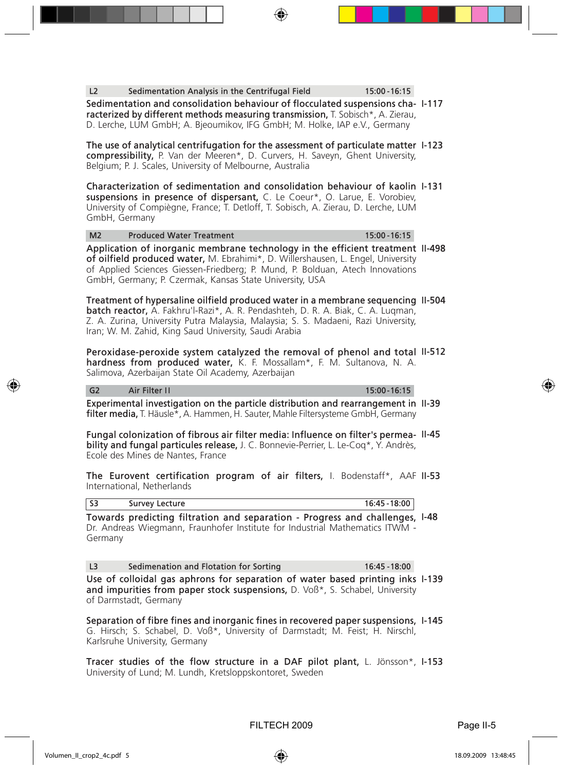## L2 Sedimentation Analysis in the Centrifugal Field 15:00 - 16:15

**Sedimentation and consolidation behaviour of flocculated suspensions characterized by different methods measuring transmission,** T. Sobisch*, A. Zierau, D. Lerche, LUM GmbH; A. Bjeoumikov, IFG GmbH; M. Holke, IAP e.V., Germany — I-117

**The use of analytical centrifugation for the assessment of particulate matter compressibility,** P. Van der Meeren*, D. Curvers, H. Saveyn, Ghent University, Belgium; P. J. Scales, University of Melbourne, Australia — I-123

**Characterization of sedimentation and consolidation behaviour of kaolin suspensions in presence of dispersant,** C. Le Coeur*, O. Larue, E. Vorobiev, University of Compiègne, France; T. Detloff, T. Sobisch, A. Zierau, D. Lerche, LUM GmbH, Germany — I-131

## M2 Produced Water Treatment 15:00 - 16:15

**Application of inorganic membrane technology in the efficient treatment of oilfield produced water,** M. Ebrahimi*, D. Willershausen, L. Engel, University of Applied Sciences Giessen-Friedberg; P. Mund, P. Bolduan, Atech Innovations GmbH, Germany; P. Czermak, Kansas State University, USA — II-498

**Treatment of hypersaline oilfield produced water in a membrane sequencing batch reactor,** A. Fakhru'l-Razi*, A. R. Pendashteh, D. R. A. Biak, C. A. Luqman, Z. A. Zurina, University Putra Malaysia, Malaysia; S. S. Madaeni, Razi University, Iran; W. M. Zahid, King Saud University, Saudi Arabia — II-504

**Peroxidase-peroxide system catalyzed the removal of phenol and total hardness from produced water,** K. F. Mossallam*, F. M. Sultanova, N. A. Salimova, Azerbaijan State Oil Academy, Azerbaijan — II-512

## G2 Air Filter II 15:00 - 16:15

**Experimental investigation on the particle distribution and rearrangement in filter media,** T. Häusle*, A. Hammen, H. Sauter, Mahle Filtersysteme GmbH, Germany — II-39

**Fungal colonization of fibrous air filter media: Influence on filter's permeability and fungal particules release,** J. C. Bonnevie-Perrier, L. Le-Coq*, Y. Andrès, Ecole des Mines de Nantes, France — II-45

**The Eurovent certification program of air filters,** I. Bodenstaff*, AAF International, Netherlands — II-53

## S3 Survey Lecture 16:45 - 18:00

**Towards predicting filtration and separation - Progress and challenges,** Dr. Andreas Wiegmann, Fraunhofer Institute for Industrial Mathematics ITWM - Germany — I-48

## L3 Sedimenation and Flotation for Sorting 16:45 - 18:00

**Use of colloidal gas aphrons for separation of water based printing inks and impurities from paper stock suspensions,** D. Voß*, S. Schabel, University of Darmstadt, Germany — I-139

**Separation of fibre fines and inorganic fines in recovered paper suspensions,** G. Hirsch; S. Schabel, D. Voß*, University of Darmstadt; M. Feist; H. Nirschl, Karlsruhe University, Germany — I-145

**Tracer studies of the flow structure in a DAF pilot plant,** L. Jönsson*, University of Lund; M. Lundh, Kretsloppskontoret, Sweden — I-153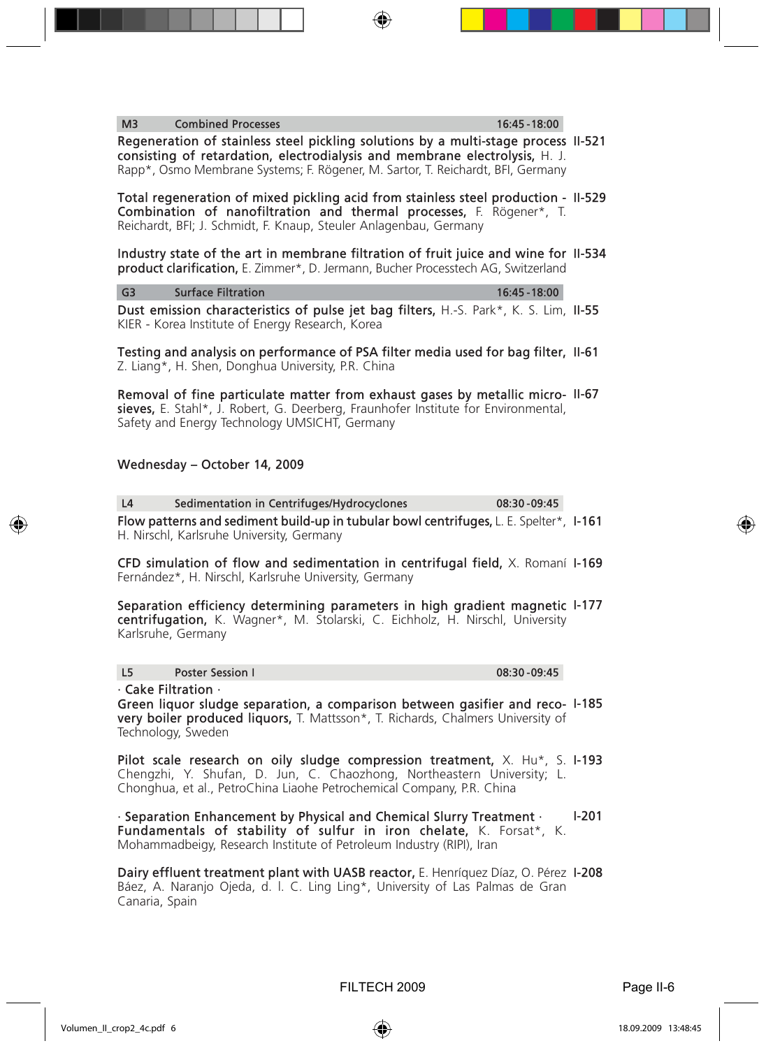**M3 Combined Processes 16:45 - 18:00**

**Regeneration of stainless steel pickling solutions by a multi-stage process consisting of retardation, electrodialysis and membrane electrolysis,** H. J. Rapp*, Osmo Membrane Systems; F. Rögener, M. Sartor, T. Reichardt, BFI, Germany — II-521

**Total regeneration of mixed pickling acid from stainless steel production - Combination of nanofiltration and thermal processes,** F. Rögener*, T. Reichardt, BFI; J. Schmidt, F. Knaup, Steuler Anlagenbau, Germany — II-529

**Industry state of the art in membrane filtration of fruit juice and wine for product clarification,** E. Zimmer*, D. Jermann, Bucher Processtech AG, Switzerland — II-534

**G3 Surface Filtration 16:45 - 18:00**

**Dust emission characteristics of pulse jet bag filters,** H.-S. Park*, K. S. Lim, KIER - Korea Institute of Energy Research, Korea — II-55

**Testing and analysis on performance of PSA filter media used for bag filter,** Z. Liang*, H. Shen, Donghua University, P.R. China — II-61

**Removal of fine particulate matter from exhaust gases by metallic micro-sieves,** E. Stahl*, J. Robert, G. Deerberg, Fraunhofer Institute for Environmental, Safety and Energy Technology UMSICHT, Germany — II-67

## Wednesday – October 14, 2009

**L4 Sedimentation in Centrifuges/Hydrocyclones 08:30 - 09:45**

**Flow patterns and sediment build-up in tubular bowl centrifuges,** L. E. Spelter*, H. Nirschl, Karlsruhe University, Germany — I-161

**CFD simulation of flow and sedimentation in centrifugal field,** X. Romaní Fernández*, H. Nirschl, Karlsruhe University, Germany — I-169

**Separation efficiency determining parameters in high gradient magnetic centrifugation,** K. Wagner*, M. Stolarski, C. Eichholz, H. Nirschl, University Karlsruhe, Germany — I-177

**L5 Poster Session I 08:30 - 09:45**

· Cake Filtration ·

**Green liquor sludge separation, a comparison between gasifier and recovery boiler produced liquors,** T. Mattsson*, T. Richards, Chalmers University of Technology, Sweden — I-185

**Pilot scale research on oily sludge compression treatment,** X. Hu*, S. Chengzhi, Y. Shufan, D. Jun, C. Chaozhong, Northeastern University; L. Chonghua, et al., PetroChina Liaohe Petrochemical Company, P.R. China — I-193

· Separation Enhancement by Physical and Chemical Slurry Treatment ·

**Fundamentals of stability of sulfur in iron chelate,** K. Forsat*, K. Mohammadbeigy, Research Institute of Petroleum Industry (RIPI), Iran — I-201

**Dairy effluent treatment plant with UASB reactor,** E. Henríquez Díaz, O. Pérez Báez, A. Naranjo Ojeda, d. l. C. Ling Ling*, University of Las Palmas de Gran Canaria, Spain — I-208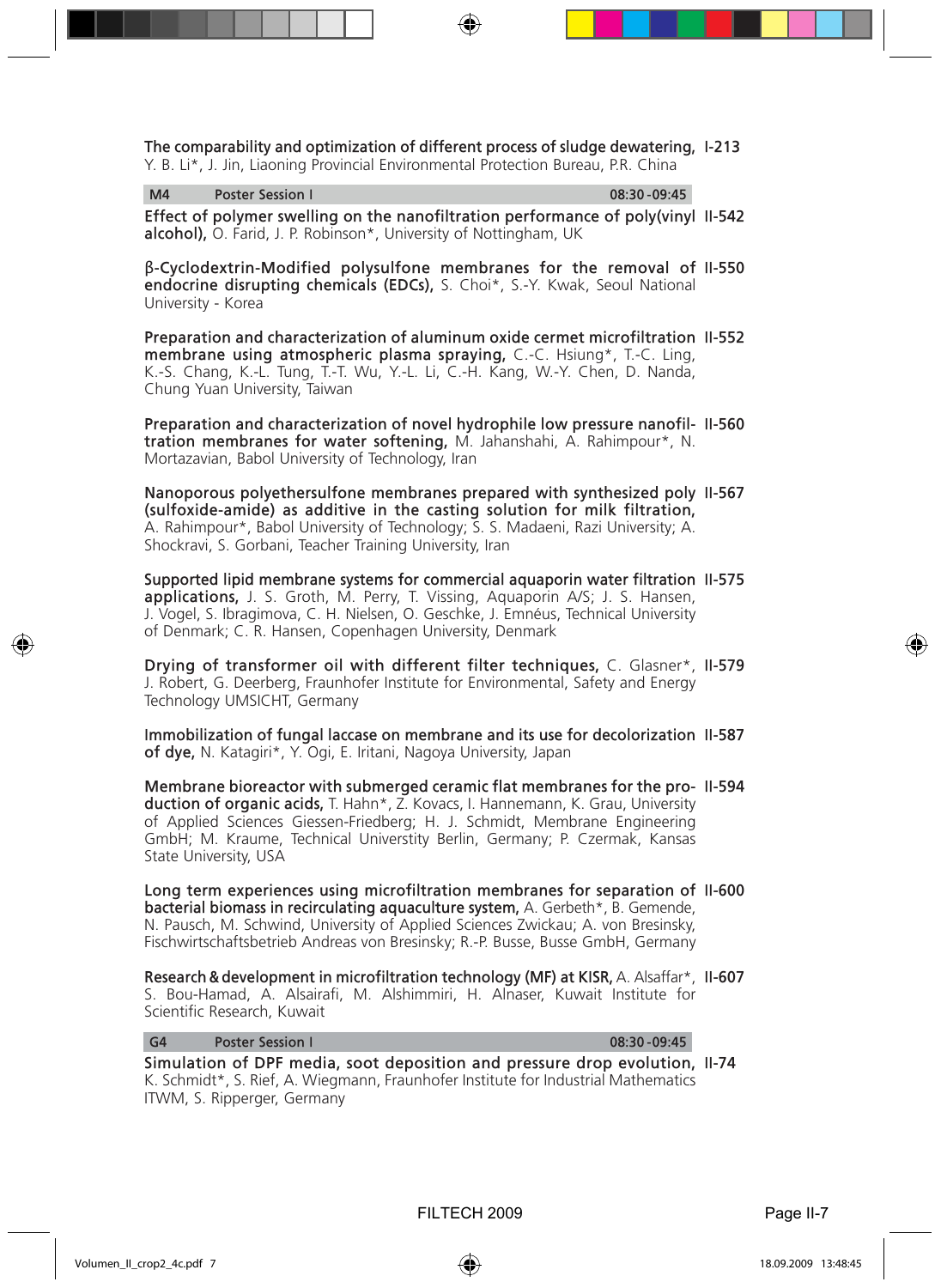**The comparability and optimization of different process of sludge dewatering,** Y. B. Li*, J. Jin, Liaoning Provincial Environmental Protection Bureau, P.R. China — I-213

| M4 | Poster Session I | 08:30 - 09:45 |
|---|---|---|

**Effect of polymer swelling on the nanofiltration performance of poly(vinyl alcohol),** O. Farid, J. P. Robinson*, University of Nottingham, UK — II-542

**β-Cyclodextrin-Modified polysulfone membranes for the removal of endocrine disrupting chemicals (EDCs),** S. Choi*, S.-Y. Kwak, Seoul National University - Korea — II-550

**Preparation and characterization of aluminum oxide cermet microfiltration membrane using atmospheric plasma spraying,** C.-C. Hsiung*, T.-C. Ling, K.-S. Chang, K.-L. Tung, T.-T. Wu, Y.-L. Li, C.-H. Kang, W.-Y. Chen, D. Nanda, Chung Yuan University, Taiwan — II-552

**Preparation and characterization of novel hydrophile low pressure nanofiltration membranes for water softening,** M. Jahanshahi, A. Rahimpour*, N. Mortazavian, Babol University of Technology, Iran — II-560

**Nanoporous polyethersulfone membranes prepared with synthesized poly (sulfoxide-amide) as additive in the casting solution for milk filtration,** A. Rahimpour*, Babol University of Technology; S. S. Madaeni, Razi University; A. Shockravi, S. Gorbani, Teacher Training University, Iran — II-567

**Supported lipid membrane systems for commercial aquaporin water filtration applications,** J. S. Groth, M. Perry, T. Vissing, Aquaporin A/S; J. S. Hansen, J. Vogel, S. Ibragimova, C. H. Nielsen, O. Geschke, J. Emnéus, Technical University of Denmark; C. R. Hansen, Copenhagen University, Denmark — II-575

**Drying of transformer oil with different filter techniques,** C. Glasner*, J. Robert, G. Deerberg, Fraunhofer Institute for Environmental, Safety and Energy Technology UMSICHT, Germany — II-579

**Immobilization of fungal laccase on membrane and its use for decolorization of dye,** N. Katagiri*, Y. Ogi, E. Iritani, Nagoya University, Japan — II-587

**Membrane bioreactor with submerged ceramic flat membranes for the production of organic acids,** T. Hahn*, Z. Kovacs, I. Hannemann, K. Grau, University of Applied Sciences Giessen-Friedberg; H. J. Schmidt, Membrane Engineering GmbH; M. Kraume, Technical Universtity Berlin, Germany; P. Czermak, Kansas State University, USA — II-594

**Long term experiences using microfiltration membranes for separation of bacterial biomass in recirculating aquaculture system,** A. Gerbeth*, B. Gemende, N. Pausch, M. Schwind, University of Applied Sciences Zwickau; A. von Bresinsky, Fischwirtschaftsbetrieb Andreas von Bresinsky; R.-P. Busse, Busse GmbH, Germany — II-600

**Research & development in microfiltration technology (MF) at KISR,** A. Alsaffar*, S. Bou-Hamad, A. Alsairafi, M. Alshimmiri, H. Alnaser, Kuwait Institute for Scientific Research, Kuwait — II-607

| G4 | Poster Session I | 08:30 - 09:45 |
|---|---|---|

**Simulation of DPF media, soot deposition and pressure drop evolution,** K. Schmidt*, S. Rief, A. Wiegmann, Fraunhofer Institute for Industrial Mathematics ITWM, S. Ripperger, Germany — II-74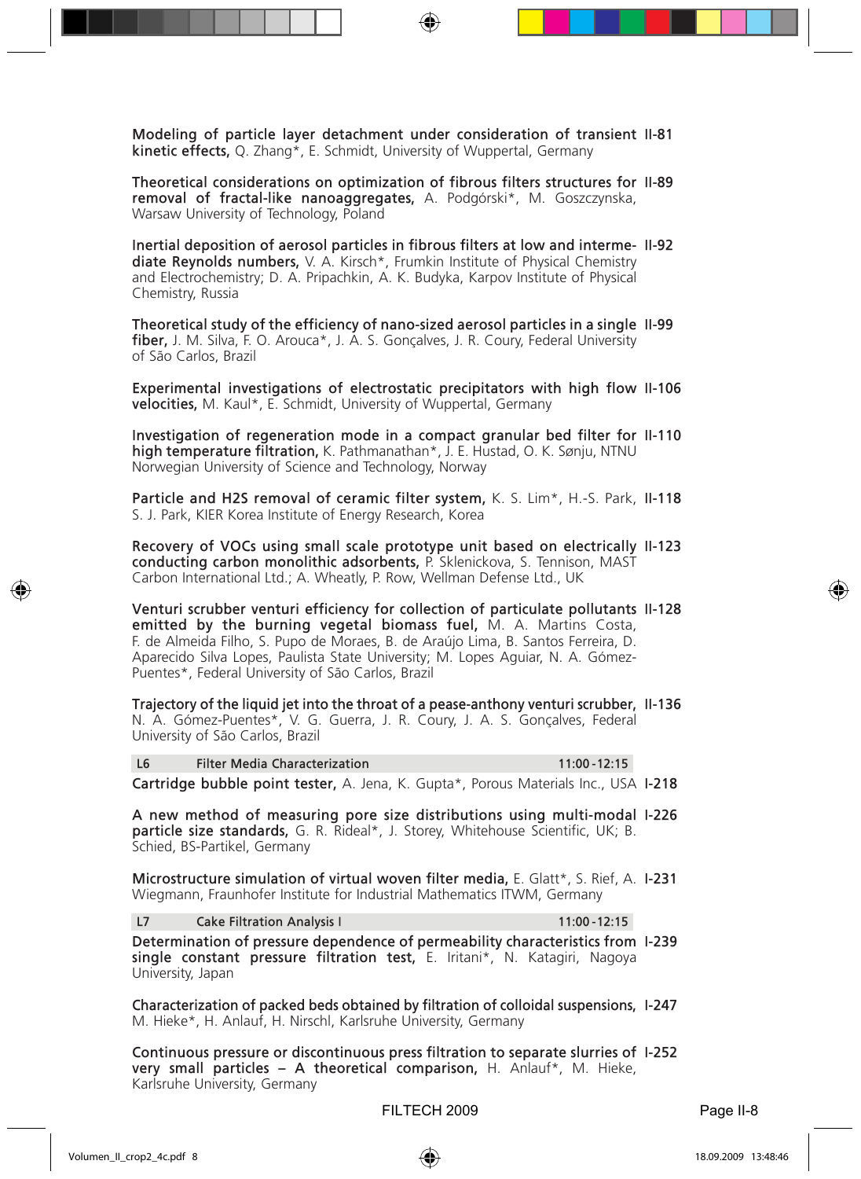**Modeling of particle layer detachment under consideration of transient kinetic effects,** Q. Zhang*, E. Schmidt, University of Wuppertal, Germany II-81

**Theoretical considerations on optimization of fibrous filters structures for removal of fractal-like nanoaggregates,** A. Podgórski*, M. Goszczynska, Warsaw University of Technology, Poland II-89

**Inertial deposition of aerosol particles in fibrous filters at low and intermediate Reynolds numbers,** V. A. Kirsch*, Frumkin Institute of Physical Chemistry and Electrochemistry; D. A. Pripachkin, A. K. Budyka, Karpov Institute of Physical Chemistry, Russia II-92

**Theoretical study of the efficiency of nano-sized aerosol particles in a single fiber,** J. M. Silva, F. O. Arouca*, J. A. S. Gonçalves, J. R. Coury, Federal University of São Carlos, Brazil II-99

**Experimental investigations of electrostatic precipitators with high flow velocities,** M. Kaul*, E. Schmidt, University of Wuppertal, Germany II-106

**Investigation of regeneration mode in a compact granular bed filter for high temperature filtration,** K. Pathmanathan*, J. E. Hustad, O. K. Sønju, NTNU Norwegian University of Science and Technology, Norway II-110

**Particle and H2S removal of ceramic filter system,** K. S. Lim*, H.-S. Park, S. J. Park, KIER Korea Institute of Energy Research, Korea II-118

**Recovery of VOCs using small scale prototype unit based on electrically conducting carbon monolithic adsorbents,** P. Sklenickova, S. Tennison, MAST Carbon International Ltd.; A. Wheatly, P. Row, Wellman Defense Ltd., UK II-123

**Venturi scrubber venturi efficiency for collection of particulate pollutants emitted by the burning vegetal biomass fuel,** M. A. Martins Costa, F. de Almeida Filho, S. Pupo de Moraes, B. de Araújo Lima, B. Santos Ferreira, D. Aparecido Silva Lopes, Paulista State University; M. Lopes Aguiar, N. A. Gómez-Puentes*, Federal University of São Carlos, Brazil II-128

**Trajectory of the liquid jet into the throat of a pease-anthony venturi scrubber,** N. A. Gómez-Puentes*, V. G. Guerra, J. R. Coury, J. A. S. Gonçalves, Federal University of São Carlos, Brazil II-136

## L6 Filter Media Characterization 11:00 - 12:15

**Cartridge bubble point tester,** A. Jena, K. Gupta*, Porous Materials Inc., USA I-218

**A new method of measuring pore size distributions using multi-modal particle size standards,** G. R. Rideal*, J. Storey, Whitehouse Scientific, UK; B. Schied, BS-Partikel, Germany I-226

**Microstructure simulation of virtual woven filter media,** E. Glatt*, S. Rief, A. Wiegmann, Fraunhofer Institute for Industrial Mathematics ITWM, Germany I-231

## L7 Cake Filtration Analysis I 11:00 - 12:15

**Determination of pressure dependence of permeability characteristics from single constant pressure filtration test,** E. Iritani*, N. Katagiri, Nagoya University, Japan I-239

**Characterization of packed beds obtained by filtration of colloidal suspensions,** M. Hieke*, H. Anlauf, H. Nirschl, Karlsruhe University, Germany I-247

**Continuous pressure or discontinuous press filtration to separate slurries of very small particles – A theoretical comparison,** H. Anlauf*, M. Hieke, Karlsruhe University, Germany I-252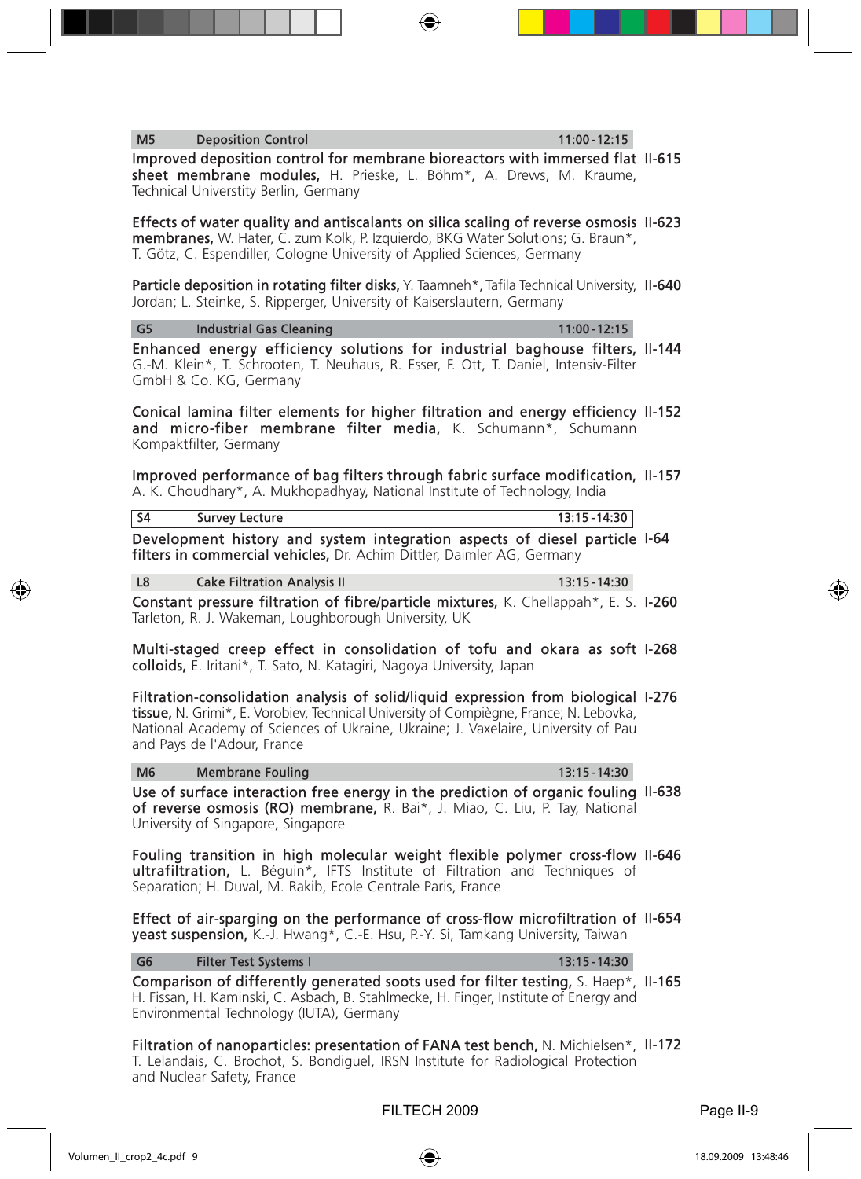## M5 Deposition Control 11:00 - 12:15

**Improved deposition control for membrane bioreactors with immersed flat sheet membrane modules,** H. Prieske, L. Böhm*, A. Drews, M. Kraume, Technical Universtity Berlin, Germany — II-615

**Effects of water quality and antiscalants on silica scaling of reverse osmosis membranes,** W. Hater, C. zum Kolk, P. Izquierdo, BKG Water Solutions; G. Braun*, T. Götz, C. Espendiller, Cologne University of Applied Sciences, Germany — II-623

**Particle deposition in rotating filter disks,** Y. Taamneh*, Tafila Technical University, Jordan; L. Steinke, S. Ripperger, University of Kaiserslautern, Germany — II-640

## G5 Industrial Gas Cleaning 11:00 - 12:15

**Enhanced energy efficiency solutions for industrial baghouse filters,** G.-M. Klein*, T. Schrooten, T. Neuhaus, R. Esser, F. Ott, T. Daniel, Intensiv-Filter GmbH & Co. KG, Germany — II-144

**Conical lamina filter elements for higher filtration and energy efficiency and micro-fiber membrane filter media,** K. Schumann*, Schumann Kompaktfilter, Germany — II-152

**Improved performance of bag filters through fabric surface modification,** A. K. Choudhary*, A. Mukhopadhyay, National Institute of Technology, India — II-157

## S4 Survey Lecture 13:15 - 14:30

**Development history and system integration aspects of diesel particle filters in commercial vehicles,** Dr. Achim Dittler, Daimler AG, Germany — I-64

## L8 Cake Filtration Analysis II 13:15 - 14:30

**Constant pressure filtration of fibre/particle mixtures,** K. Chellappah*, E. S. Tarleton, R. J. Wakeman, Loughborough University, UK — I-260

**Multi-staged creep effect in consolidation of tofu and okara as soft colloids,** E. Iritani*, T. Sato, N. Katagiri, Nagoya University, Japan — I-268

**Filtration-consolidation analysis of solid/liquid expression from biological tissue,** N. Grimi*, E. Vorobiev, Technical University of Compiègne, France; N. Lebovka, National Academy of Sciences of Ukraine, Ukraine; J. Vaxelaire, University of Pau and Pays de l'Adour, France — I-276

## M6 Membrane Fouling 13:15 - 14:30

**Use of surface interaction free energy in the prediction of organic fouling of reverse osmosis (RO) membrane,** R. Bai*, J. Miao, C. Liu, P. Tay, National University of Singapore, Singapore — II-638

**Fouling transition in high molecular weight flexible polymer cross-flow ultrafiltration,** L. Béguin*, IFTS Institute of Filtration and Techniques of Separation; H. Duval, M. Rakib, Ecole Centrale Paris, France — II-646

**Effect of air-sparging on the performance of cross-flow microfiltration of yeast suspension,** K.-J. Hwang*, C.-E. Hsu, P.-Y. Si, Tamkang University, Taiwan — II-654

## G6 Filter Test Systems I 13:15 - 14:30

**Comparison of differently generated soots used for filter testing,** S. Haep*, H. Fissan, H. Kaminski, C. Asbach, B. Stahlmecke, H. Finger, Institute of Energy and Environmental Technology (IUTA), Germany — II-165

**Filtration of nanoparticles: presentation of FANA test bench,** N. Michielsen*, T. Lelandais, C. Brochot, S. Bondiguel, IRSN Institute for Radiological Protection and Nuclear Safety, France — II-172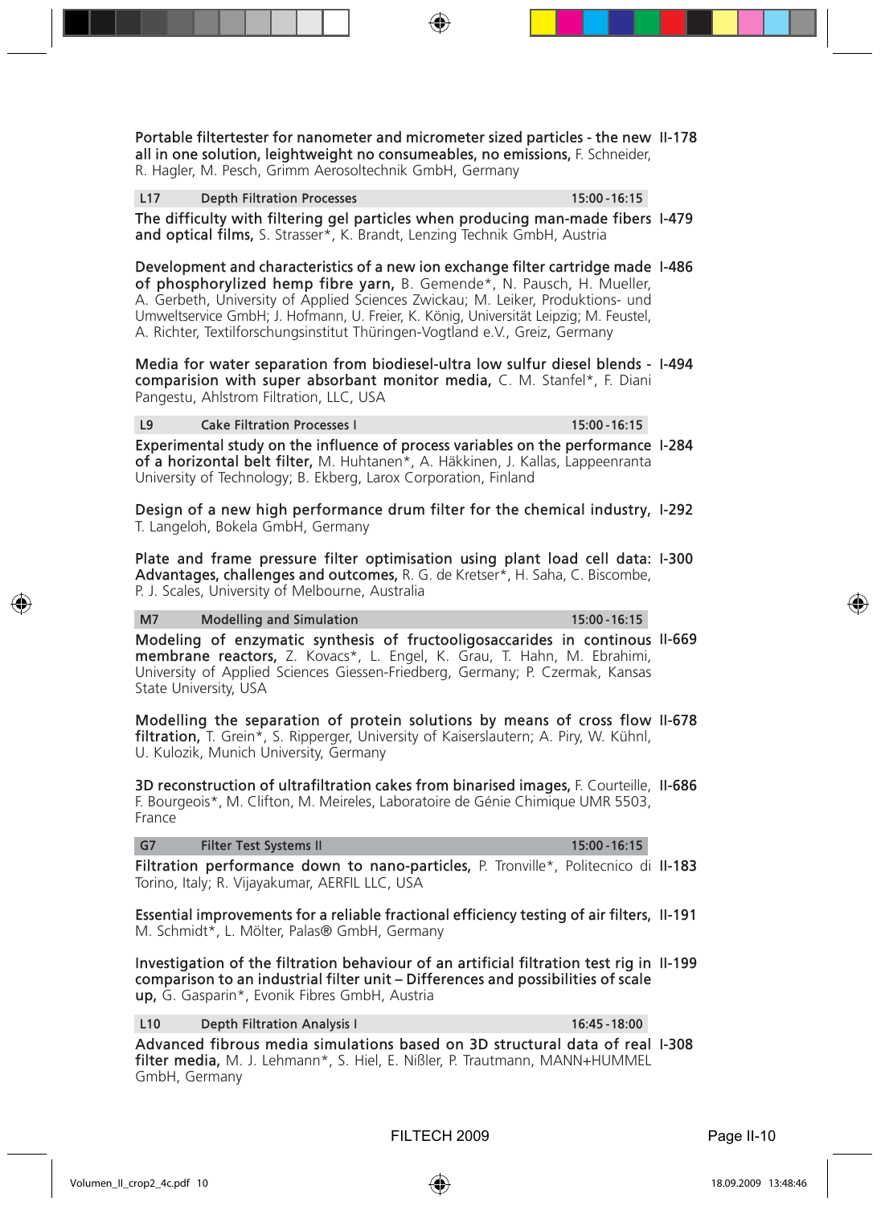**Portable filtertester for nanometer and micrometer sized particles - the new all in one solution, leightweight no consumeables, no emissions,** F. Schneider, R. Hagler, M. Pesch, Grimm Aerosoltechnik GmbH, Germany — II-178

| L17 | Depth Filtration Processes | 15:00 - 16:15 |
|---|---|---|

**The difficulty with filtering gel particles when producing man-made fibers and optical films,** S. Strasser*, K. Brandt, Lenzing Technik GmbH, Austria — I-479

**Development and characteristics of a new ion exchange filter cartridge made of phosphorylized hemp fibre yarn,** B. Gemende*, N. Pausch, H. Mueller, A. Gerbeth, University of Applied Sciences Zwickau; M. Leiker, Produktions- und Umweltservice GmbH; J. Hofmann, U. Freier, K. König, Universität Leipzig; M. Feustel, A. Richter, Textilforschungsinstitut Thüringen-Vogtland e.V., Greiz, Germany — I-486

**Media for water separation from biodiesel-ultra low sulfur diesel blends - comparision with super absorbant monitor media,** C. M. Stanfel*, F. Diani Pangestu, Ahlstrom Filtration, LLC, USA — I-494

| L9 | Cake Filtration Processes I | 15:00 - 16:15 |
|---|---|---|

**Experimental study on the influence of process variables on the performance of a horizontal belt filter,** M. Huhtanen*, A. Häkkinen, J. Kallas, Lappeenranta University of Technology; B. Ekberg, Larox Corporation, Finland — I-284

**Design of a new high performance drum filter for the chemical industry,** T. Langeloh, Bokela GmbH, Germany — I-292

**Plate and frame pressure filter optimisation using plant load cell data: Advantages, challenges and outcomes,** R. G. de Kretser*, H. Saha, C. Biscombe, P. J. Scales, University of Melbourne, Australia — I-300

| M7 | Modelling and Simulation | 15:00 - 16:15 |
|---|---|---|

**Modeling of enzymatic synthesis of fructooligosaccharides in continous membrane reactors,** Z. Kovacs*, L. Engel, K. Grau, T. Hahn, M. Ebrahimi, University of Applied Sciences Giessen-Friedberg, Germany; P. Czermak, Kansas State University, USA — II-669

**Modelling the separation of protein solutions by means of cross flow filtration,** T. Grein*, S. Ripperger, University of Kaiserslautern; A. Piry, W. Kühnl, U. Kulozik, Munich University, Germany — II-678

**3D reconstruction of ultrafiltration cakes from binarised images,** F. Courteille, F. Bourgeois*, M. Clifton, M. Meireles, Laboratoire de Génie Chimique UMR 5503, France — II-686

| G7 | Filter Test Systems II | 15:00 - 16:15 |
|---|---|---|

**Filtration performance down to nano-particles,** P. Tronville*, Politecnico di Torino, Italy; R. Vijayakumar, AERFIL LLC, USA — II-183

**Essential improvements for a reliable fractional efficiency testing of air filters,** M. Schmidt*, L. Mölter, Palas® GmbH, Germany — II-191

**Investigation of the filtration behaviour of an artificial filtration test rig in comparison to an industrial filter unit – Differences and possibilities of scale up,** G. Gasparin*, Evonik Fibres GmbH, Austria — II-199

| L10 | Depth Filtration Analysis I | 16:45 - 18:00 |
|---|---|---|

**Advanced fibrous media simulations based on 3D structural data of real filter media,** M. J. Lehmann*, S. Hiel, E. Nißler, P. Trautmann, MANN+HUMMEL GmbH, Germany — I-308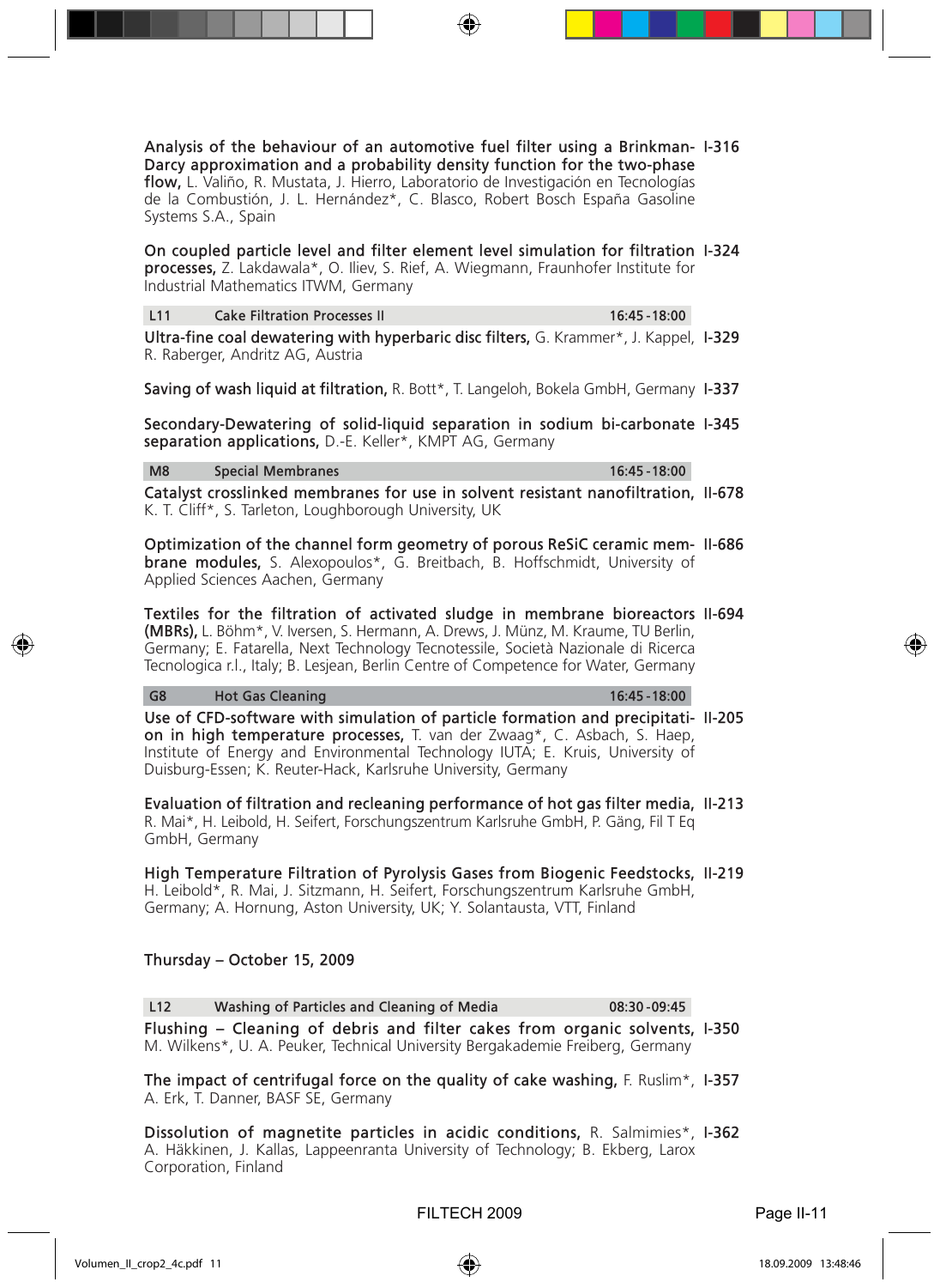**Analysis of the behaviour of an automotive fuel filter using a Brinkman-Darcy approximation and a probability density function for the two-phase flow,** L. Valiño, R. Mustata, J. Hierro, Laboratorio de Investigación en Tecnologías de la Combustión, J. L. Hernández*, C. Blasco, Robert Bosch España Gasoline Systems S.A., Spain — I-316

**On coupled particle level and filter element level simulation for filtration processes,** Z. Lakdawala*, O. Iliev, S. Rief, A. Wiegmann, Fraunhofer Institute for Industrial Mathematics ITWM, Germany — I-324

| L11 | Cake Filtration Processes II | 16:45 - 18:00 |
|---|---|---|

**Ultra-fine coal dewatering with hyperbaric disc filters,** G. Krammer*, J. Kappel, R. Raberger, Andritz AG, Austria — I-329

**Saving of wash liquid at filtration,** R. Bott*, T. Langeloh, Bokela GmbH, Germany — I-337

**Secondary-Dewatering of solid-liquid separation in sodium bi-carbonate separation applications,** D.-E. Keller*, KMPT AG, Germany — I-345

| M8 | Special Membranes | 16:45 - 18:00 |
|---|---|---|

**Catalyst crosslinked membranes for use in solvent resistant nanofiltration,** K. T. Cliff*, S. Tarleton, Loughborough University, UK — II-678

**Optimization of the channel form geometry of porous ReSiC ceramic membrane modules,** S. Alexopoulos*, G. Breitbach, B. Hoffschmidt, University of Applied Sciences Aachen, Germany — II-686

**Textiles for the filtration of activated sludge in membrane bioreactors (MBRs),** L. Böhm*, V. Iversen, S. Hermann, A. Drews, J. Münz, M. Kraume, TU Berlin, Germany; E. Fatarella, Next Technology Tecnotessile, Società Nazionale di Ricerca Tecnologica r.l., Italy; B. Lesjean, Berlin Centre of Competence for Water, Germany — II-694

| G8 | Hot Gas Cleaning | 16:45 - 18:00 |
|---|---|---|

**Use of CFD-software with simulation of particle formation and precipitation in high temperature processes,** T. van der Zwaag*, C. Asbach, S. Haep, Institute of Energy and Environmental Technology IUTA; E. Kruis, University of Duisburg-Essen; K. Reuter-Hack, Karlsruhe University, Germany — II-205

**Evaluation of filtration and recleaning performance of hot gas filter media,** R. Mai*, H. Leibold, H. Seifert, Forschungszentrum Karlsruhe GmbH, P. Gäng, Fil T Eq GmbH, Germany — II-213

**High Temperature Filtration of Pyrolysis Gases from Biogenic Feedstocks,** H. Leibold*, R. Mai, J. Sitzmann, H. Seifert, Forschungszentrum Karlsruhe GmbH, Germany; A. Hornung, Aston University, UK; Y. Solantausta, VTT, Finland — II-219

## Thursday – October 15, 2009

| L12 | Washing of Particles and Cleaning of Media | 08:30 - 09:45 |
|---|---|---|

**Flushing – Cleaning of debris and filter cakes from organic solvents,** M. Wilkens*, U. A. Peuker, Technical University Bergakademie Freiberg, Germany — I-350

**The impact of centrifugal force on the quality of cake washing,** F. Ruslim*, A. Erk, T. Danner, BASF SE, Germany — I-357

**Dissolution of magnetite particles in acidic conditions,** R. Salmimies*, A. Häkkinen, J. Kallas, Lappeenranta University of Technology; B. Ekberg, Larox Corporation, Finland — I-362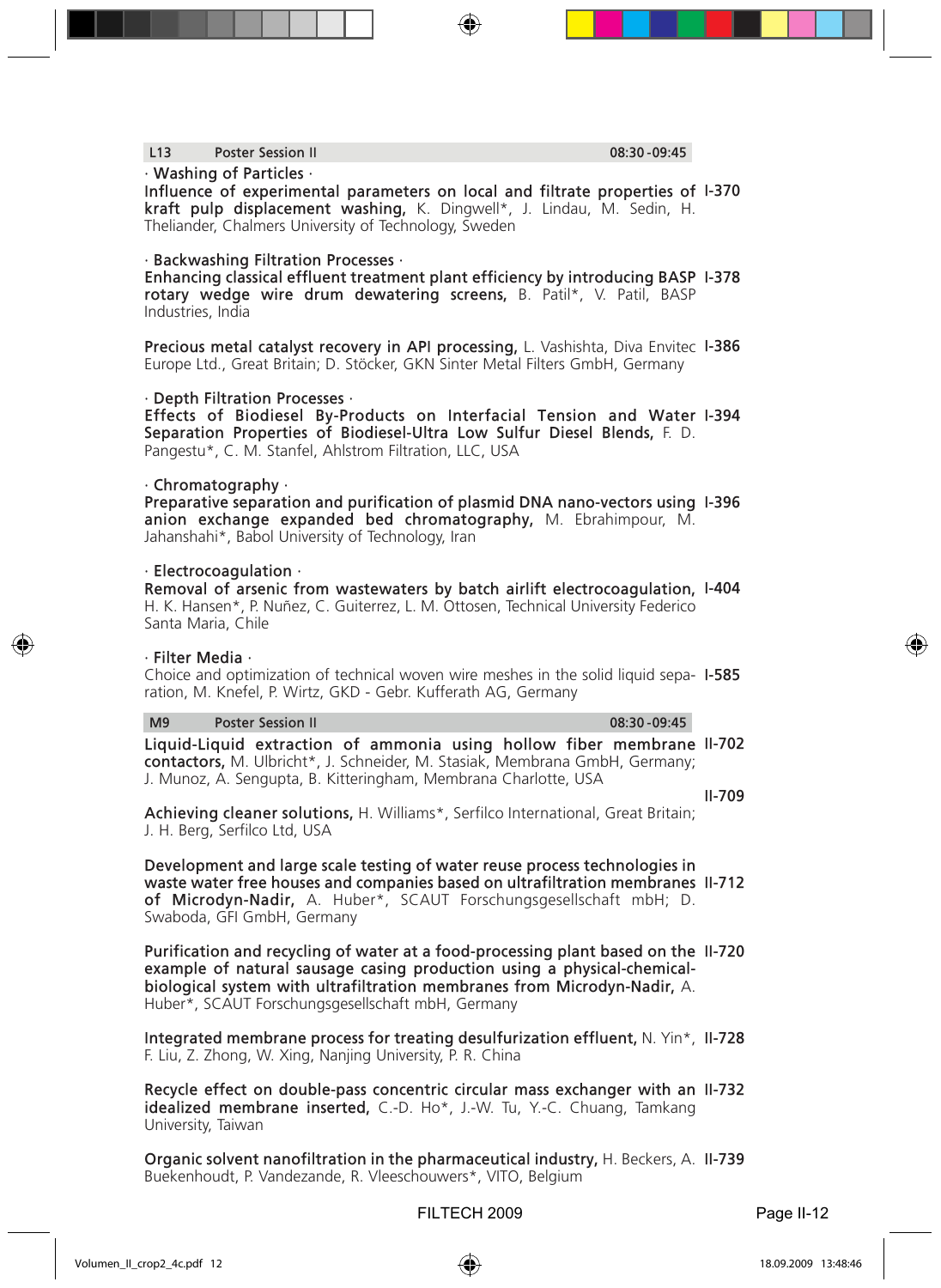| L13 | Poster Session II | 08:30 - 09:45 |
|---|---|---|

· Washing of Particles ·

**Influence of experimental parameters on local and filtrate properties of kraft pulp displacement washing,** K. Dingwell*, J. Lindau, M. Sedin, H. Theliander, Chalmers University of Technology, Sweden — **I-370**

· Backwashing Filtration Processes ·

**Enhancing classical effluent treatment plant efficiency by introducing BASP rotary wedge wire drum dewatering screens,** B. Patil*, V. Patil, BASP Industries, India — **I-378**

**Precious metal catalyst recovery in API processing,** L. Vashishta, Diva Envitec Europe Ltd., Great Britain; D. Stöcker, GKN Sinter Metal Filters GmbH, Germany — **I-386**

· Depth Filtration Processes ·

**Effects of Biodiesel By-Products on Interfacial Tension and Water Separation Properties of Biodiesel-Ultra Low Sulfur Diesel Blends,** F. D. Pangestu*, C. M. Stanfel, Ahlstrom Filtration, LLC, USA — **I-394**

· Chromatography ·

**Preparative separation and purification of plasmid DNA nano-vectors using anion exchange expanded bed chromatography,** M. Ebrahimpour, M. Jahanshahi*, Babol University of Technology, Iran — **I-396**

· Electrocoagulation ·

**Removal of arsenic from wastewaters by batch airlift electrocoagulation,** H. K. Hansen*, P. Nuñez, C. Guiterrez, L. M. Ottosen, Technical University Federico Santa Maria, Chile — **I-404**

· Filter Media ·

Choice and optimization of technical woven wire meshes in the solid liquid separation, M. Knefel, P. Wirtz, GKD - Gebr. Kufferath AG, Germany — **I-585**

| M9 | Poster Session II | 08:30 - 09:45 |
|---|---|---|

**Liquid-Liquid extraction of ammonia using hollow fiber membrane contactors,** M. Ulbricht*, J. Schneider, M. Stasiak, Membrana GmbH, Germany; J. Munoz, A. Sengupta, B. Kitteringham, Membrana Charlotte, USA — **II-702**

**Achieving cleaner solutions,** H. Williams*, Serfilco International, Great Britain; J. H. Berg, Serfilco Ltd, USA — **II-709**

**Development and large scale testing of water reuse process technologies in waste water free houses and companies based on ultrafiltration membranes of Microdyn-Nadir,** A. Huber*, SCAUT Forschungsgesellschaft mbH; D. Swaboda, GFI GmbH, Germany — **II-712**

**Purification and recycling of water at a food-processing plant based on the example of natural sausage casing production using a physical-chemical-biological system with ultrafiltration membranes from Microdyn-Nadir,** A. Huber*, SCAUT Forschungsgesellschaft mbH, Germany — **II-720**

**Integrated membrane process for treating desulfurization effluent,** N. Yin*, F. Liu, Z. Zhong, W. Xing, Nanjing University, P. R. China — **II-728**

**Recycle effect on double-pass concentric circular mass exchanger with an idealized membrane inserted,** C.-D. Ho*, J.-W. Tu, Y.-C. Chuang, Tamkang University, Taiwan — **II-732**

**Organic solvent nanofiltration in the pharmaceutical industry,** H. Beckers, A. Buekenhoudt, P. Vandezande, R. Vleeschouwers*, VITO, Belgium — **II-739**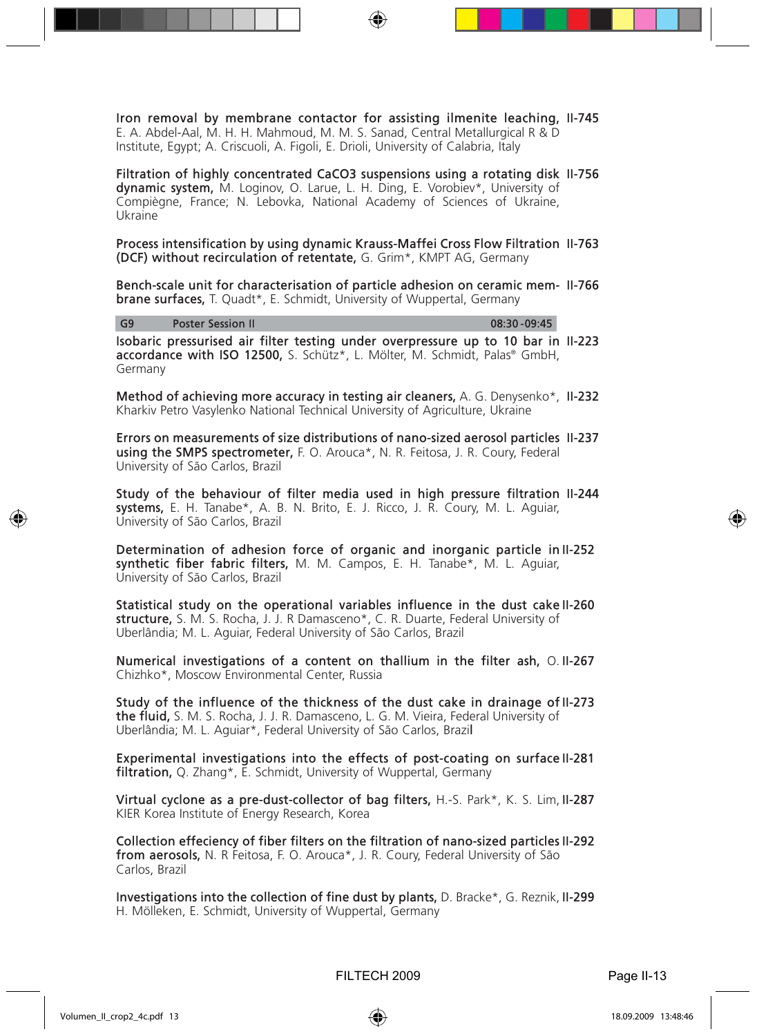**Iron removal by membrane contactor for assisting ilmenite leaching,** E. A. Abdel-Aal, M. H. H. Mahmoud, M. M. S. Sanad, Central Metallurgical R & D Institute, Egypt; A. Criscuoli, A. Figoli, E. Drioli, University of Calabria, Italy — II-745

**Filtration of highly concentrated CaCO3 suspensions using a rotating disk dynamic system,** M. Loginov, O. Larue, L. H. Ding, E. Vorobiev*, University of Compiègne, France; N. Lebovka, National Academy of Sciences of Ukraine, Ukraine — II-756

**Process intensification by using dynamic Krauss-Maffei Cross Flow Filtration (DCF) without recirculation of retentate,** G. Grim*, KMPT AG, Germany — II-763

**Bench-scale unit for characterisation of particle adhesion on ceramic membrane surfaces,** T. Quadt*, E. Schmidt, University of Wuppertal, Germany — II-766

## G9 Poster Session II 08:30 - 09:45

**Isobaric pressurised air filter testing under overpressure up to 10 bar in accordance with ISO 12500,** S. Schütz*, L. Mölter, M. Schmidt, Palas® GmbH, Germany — II-223

**Method of achieving more accuracy in testing air cleaners,** A. G. Denysenko*, Kharkiv Petro Vasylenko National Technical University of Agriculture, Ukraine — II-232

**Errors on measurements of size distributions of nano-sized aerosol particles using the SMPS spectrometer,** F. O. Arouca*, N. R. Feitosa, J. R. Coury, Federal University of São Carlos, Brazil — II-237

**Study of the behaviour of filter media used in high pressure filtration systems,** E. H. Tanabe*, A. B. N. Brito, E. J. Ricco, J. R. Coury, M. L. Aguiar, University of São Carlos, Brazil — II-244

**Determination of adhesion force of organic and inorganic particle in synthetic fiber fabric filters,** M. M. Campos, E. H. Tanabe*, M. L. Aguiar, University of São Carlos, Brazil — II-252

**Statistical study on the operational variables influence in the dust cake structure,** S. M. S. Rocha, J. J. R Damasceno*, C. R. Duarte, Federal University of Uberlândia; M. L. Aguiar, Federal University of São Carlos, Brazil — II-260

**Numerical investigations of a content on thallium in the filter ash,** O. Chizhko*, Moscow Environmental Center, Russia — II-267

**Study of the influence of the thickness of the dust cake in drainage of the fluid,** S. M. S. Rocha, J. J. R. Damasceno, L. G. M. Vieira, Federal University of Uberlândia; M. L. Aguiar*, Federal University of São Carlos, Brazil — II-273

**Experimental investigations into the effects of post-coating on surface filtration,** Q. Zhang*, E. Schmidt, University of Wuppertal, Germany — II-281

**Virtual cyclone as a pre-dust-collector of bag filters,** H.-S. Park*, K. S. Lim, KIER Korea Institute of Energy Research, Korea — II-287

**Collection effeciency of fiber filters on the filtration of nano-sized particles from aerosols,** N. R Feitosa, F. O. Arouca*, J. R. Coury, Federal University of São Carlos, Brazil — II-292

**Investigations into the collection of fine dust by plants,** D. Bracke*, G. Reznik, H. Mölleken, E. Schmidt, University of Wuppertal, Germany — II-299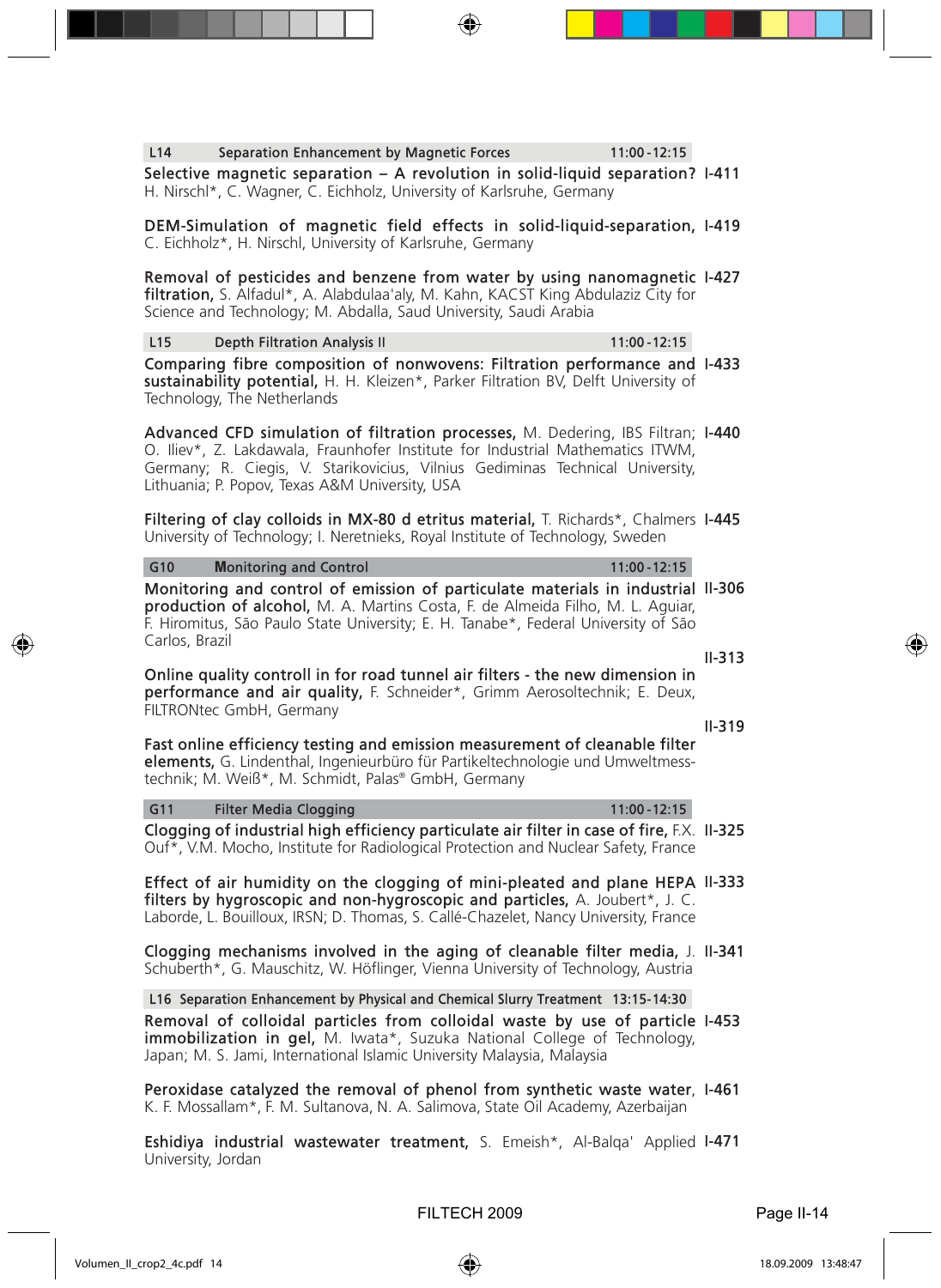## L14 Separation Enhancement by Magnetic Forces 11:00 - 12:15

**Selective magnetic separation – A revolution in solid-liquid separation?** H. Nirschl*, C. Wagner, C. Eichholz, University of Karlsruhe, Germany — I-411

**DEM-Simulation of magnetic field effects in solid-liquid-separation,** C. Eichholz*, H. Nirschl, University of Karlsruhe, Germany — I-419

**Removal of pesticides and benzene from water by using nanomagnetic filtration,** S. Alfadul*, A. Alabdulaa'aly, M. Kahn, KACST King Abdulaziz City for Science and Technology; M. Abdalla, Saud University, Saudi Arabia — I-427

## L15 Depth Filtration Analysis II 11:00 - 12:15

**Comparing fibre composition of nonwovens: Filtration performance and sustainability potential,** H. H. Kleizen*, Parker Filtration BV, Delft University of Technology, The Netherlands — I-433

**Advanced CFD simulation of filtration processes,** M. Dedering, IBS Filtran; O. Iliev*, Z. Lakdawala, Fraunhofer Institute for Industrial Mathematics ITWM, Germany; R. Ciegis, V. Starikovicius, Vilnius Gediminas Technical University, Lithuania; P. Popov, Texas A&M University, USA — I-440

**Filtering of clay colloids in MX-80 d etritus material,** T. Richards*, Chalmers University of Technology; I. Neretnieks, Royal Institute of Technology, Sweden — I-445

## G10 Monitoring and Control 11:00 - 12:15

**Monitoring and control of emission of particulate materials in industrial production of alcohol,** M. A. Martins Costa, F. de Almeida Filho, M. L. Aguiar, F. Hiromitus, São Paulo State University; E. H. Tanabe*, Federal University of São Carlos, Brazil — II-306

**Online quality controll in for road tunnel air filters - the new dimension in performance and air quality,** F. Schneider*, Grimm Aerosoltechnik; E. Deux, FILTRONtec GmbH, Germany — II-313

**Fast online efficiency testing and emission measurement of cleanable filter elements,** G. Lindenthal, Ingenieurbüro für Partikeltechnologie und Umweltmesstechnik; M. Weiß*, M. Schmidt, Palas® GmbH, Germany — II-319

## G11 Filter Media Clogging 11:00 - 12:15

**Clogging of industrial high efficiency particulate air filter in case of fire,** F.X. Ouf*, V.M. Mocho, Institute for Radiological Protection and Nuclear Safety, France — II-325

**Effect of air humidity on the clogging of mini-pleated and plane HEPA filters by hygroscopic and non-hygroscopic and particles,** A. Joubert*, J. C. Laborde, L. Bouilloux, IRSN; D. Thomas, S. Callé-Chazelet, Nancy University, France — II-333

**Clogging mechanisms involved in the aging of cleanable filter media,** J. Schuberth*, G. Mauschitz, W. Höflinger, Vienna University of Technology, Austria — II-341

## L16 Separation Enhancement by Physical and Chemical Slurry Treatment 13:15 - 14:30

**Removal of colloidal particles from colloidal waste by use of particle immobilization in gel,** M. Iwata*, Suzuka National College of Technology, Japan; M. S. Jami, International Islamic University Malaysia, Malaysia — I-453

**Peroxidase catalyzed the removal of phenol from synthetic waste water,** K. F. Mossallam*, F. M. Sultanova, N. A. Salimova, State Oil Academy, Azerbaijan — I-461

**Eshidiya industrial wastewater treatment,** S. Emeish*, Al-Balqa' Applied University, Jordan — I-471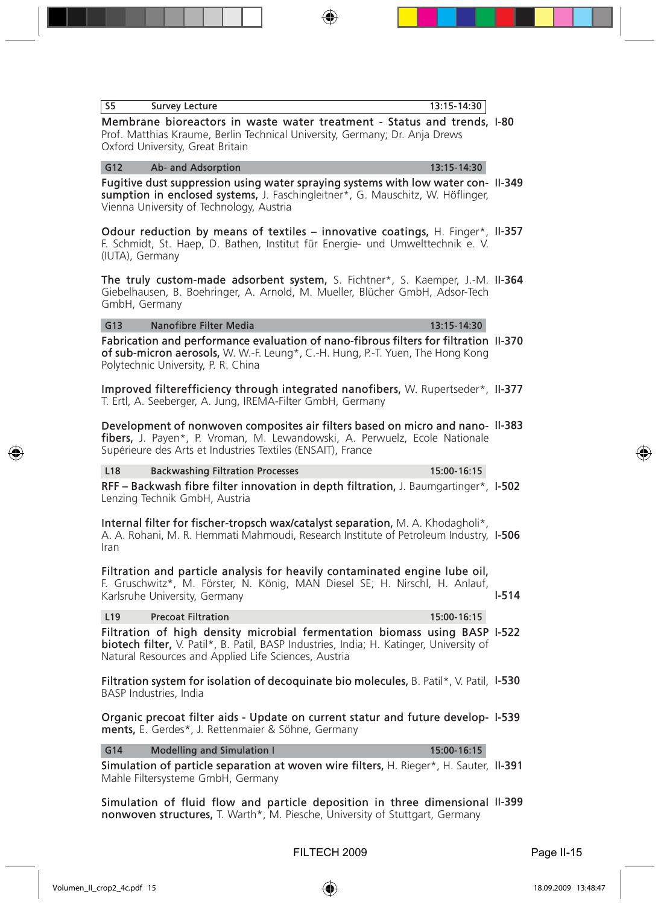**S5 Survey Lecture 13:15-14:30**

**Membrane bioreactors in waste water treatment - Status and trends,** Prof. Matthias Kraume, Berlin Technical University, Germany; Dr. Anja Drews Oxford University, Great Britain — I-80

**G12 Ab- and Adsorption 13:15-14:30**

**Fugitive dust suppression using water spraying systems with low water consumption in enclosed systems,** J. Faschingleitner*, G. Mauschitz, W. Höflinger, Vienna University of Technology, Austria — II-349

**Odour reduction by means of textiles – innovative coatings,** H. Finger*, F. Schmidt, St. Haep, D. Bathen, Institut für Energie- und Umwelttechnik e. V. (IUTA), Germany — II-357

**The truly custom-made adsorbent system,** S. Fichtner*, S. Kaemper, J.-M. Giebelhausen, B. Boehringer, A. Arnold, M. Mueller, Blücher GmbH, Adsor-Tech GmbH, Germany — II-364

**G13 Nanofibre Filter Media 13:15-14:30**

**Fabrication and performance evaluation of nano-fibrous filters for filtration of sub-micron aerosols,** W. W.-F. Leung*, C.-H. Hung, P.-T. Yuen, The Hong Kong Polytechnic University, P. R. China — II-370

**Improved filterefficiency through integrated nanofibers,** W. Rupertseder*, T. Ertl, A. Seeberger, A. Jung, IREMA-Filter GmbH, Germany — II-377

**Development of nonwoven composites air filters based on micro and nanofibers,** J. Payen*, P. Vroman, M. Lewandowski, A. Perwuelz, Ecole Nationale Supérieure des Arts et Industries Textiles (ENSAIT), France — II-383

**L18 Backwashing Filtration Processes 15:00-16:15**

**RFF – Backwash fibre filter innovation in depth filtration,** J. Baumgartinger*, Lenzing Technik GmbH, Austria — I-502

**Internal filter for fischer-tropsch wax/catalyst separation,** M. A. Khodagholi*, A. A. Rohani, M. R. Hemmati Mahmoudi, Research Institute of Petroleum Industry, Iran — I-506

**Filtration and particle analysis for heavily contaminated engine lube oil,** F. Gruschwitz*, M. Förster, N. König, MAN Diesel SE; H. Nirschl, H. Anlauf, Karlsruhe University, Germany — I-514

**L19 Precoat Filtration 15:00-16:15**

**Filtration of high density microbial fermentation biomass using BASP biotech filter,** V. Patil*, B. Patil, BASP Industries, India; H. Katinger, University of Natural Resources and Applied Life Sciences, Austria — I-522

**Filtration system for isolation of decoquinate bio molecules,** B. Patil*, V. Patil, BASP Industries, India — I-530

**Organic precoat filter aids - Update on current statur and future developments,** E. Gerdes*, J. Rettenmaier & Söhne, Germany — I-539

**G14 Modelling and Simulation I 15:00-16:15**

**Simulation of particle separation at woven wire filters,** H. Rieger*, H. Sauter, Mahle Filtersysteme GmbH, Germany — II-391

**Simulation of fluid flow and particle deposition in three dimensional nonwoven structures,** T. Warth*, M. Piesche, University of Stuttgart, Germany — II-399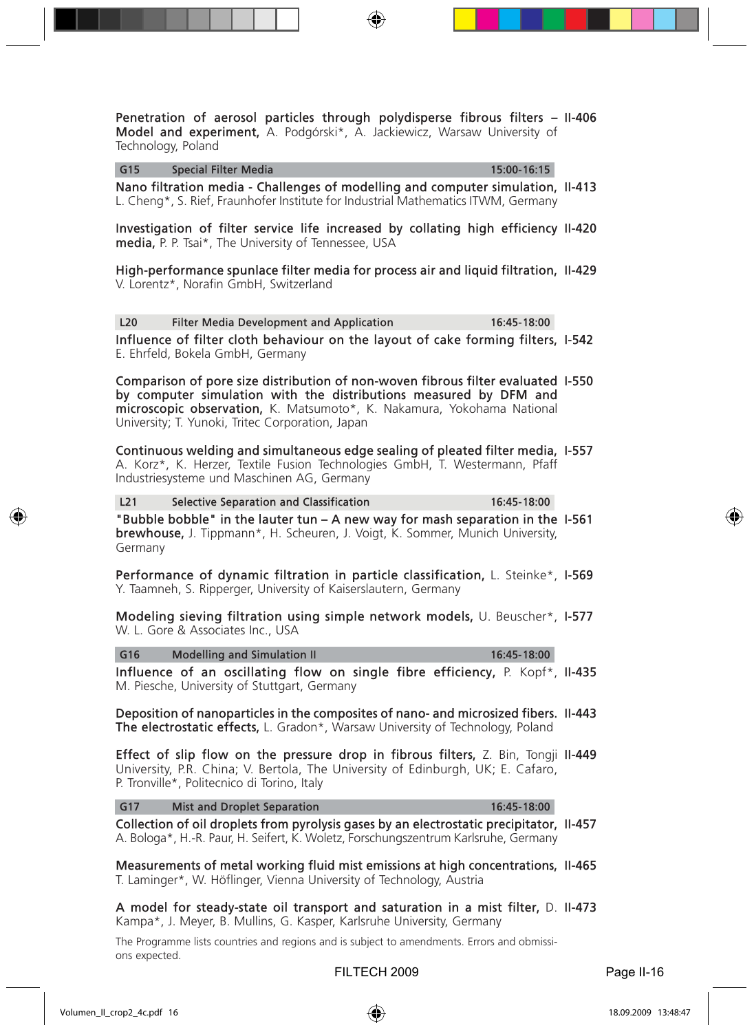**Penetration of aerosol particles through polydisperse fibrous filters – Model and experiment,** A. Podgórski*, A. Jackiewicz, Warsaw University of Technology, Poland — II-406

## G15 Special Filter Media 15:00-16:15

**Nano filtration media - Challenges of modelling and computer simulation,** L. Cheng*, S. Rief, Fraunhofer Institute for Industrial Mathematics ITWM, Germany — II-413

**Investigation of filter service life increased by collating high efficiency media,** P. P. Tsai*, The University of Tennessee, USA — II-420

**High-performance spunlace filter media for process air and liquid filtration,** V. Lorentz*, Norafin GmbH, Switzerland — II-429

## L20 Filter Media Development and Application 16:45-18:00

**Influence of filter cloth behaviour on the layout of cake forming filters,** E. Ehrfeld, Bokela GmbH, Germany — I-542

**Comparison of pore size distribution of non-woven fibrous filter evaluated by computer simulation with the distributions measured by DFM and microscopic observation,** K. Matsumoto*, K. Nakamura, Yokohama National University; T. Yunoki, Tritec Corporation, Japan — I-550

**Continuous welding and simultaneous edge sealing of pleated filter media,** A. Korz*, K. Herzer, Textile Fusion Technologies GmbH, T. Westermann, Pfaff Industriesysteme und Maschinen AG, Germany — I-557

## L21 Selective Separation and Classification 16:45-18:00

**"Bubble bobble" in the lauter tun – A new way for mash separation in the brewhouse,** J. Tippmann*, H. Scheuren, J. Voigt, K. Sommer, Munich University, Germany — I-561

**Performance of dynamic filtration in particle classification,** L. Steinke*, Y. Taamneh, S. Ripperger, University of Kaiserslautern, Germany — I-569

**Modeling sieving filtration using simple network models,** U. Beuscher*, W. L. Gore & Associates Inc., USA — I-577

## G16 Modelling and Simulation II 16:45-18:00

**Influence of an oscillating flow on single fibre efficiency,** P. Kopf*, M. Piesche, University of Stuttgart, Germany — II-435

**Deposition of nanoparticles in the composites of nano- and microsized fibers. The electrostatic effects,** L. Gradon*, Warsaw University of Technology, Poland — II-443

**Effect of slip flow on the pressure drop in fibrous filters,** Z. Bin, Tongji University, P.R. China; V. Bertola, The University of Edinburgh, UK; E. Cafaro, P. Tronville*, Politecnico di Torino, Italy — II-449

## G17 Mist and Droplet Separation 16:45-18:00

**Collection of oil droplets from pyrolysis gases by an electrostatic precipitator,** A. Bologa*, H.-R. Paur, H. Seifert, K. Woletz, Forschungszentrum Karlsruhe, Germany — II-457

**Measurements of metal working fluid mist emissions at high concentrations,** T. Laminger*, W. Höflinger, Vienna University of Technology, Austria — II-465

**A model for steady-state oil transport and saturation in a mist filter,** D. Kampa*, J. Meyer, B. Mullins, G. Kasper, Karlsruhe University, Germany — II-473

The Programme lists countries and regions and is subject to amendments. Errors and obmissions expected.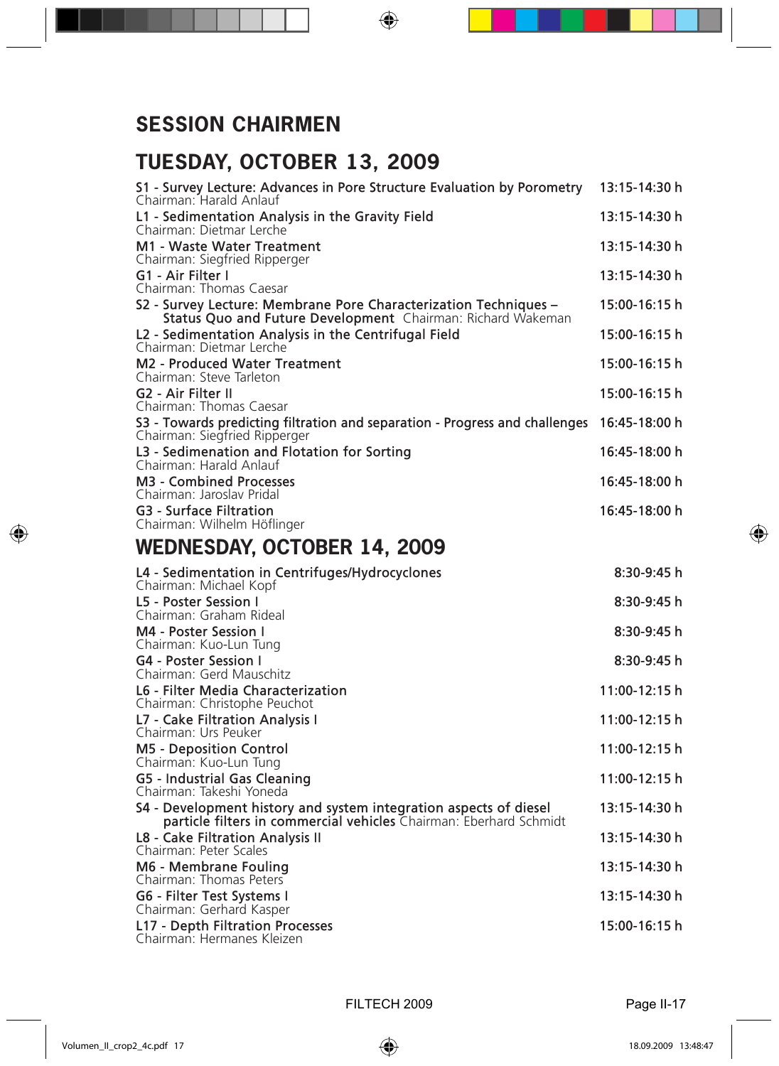# SESSION CHAIRMEN

## TUESDAY, OCTOBER 13, 2009

| | |
|---|---|
| **S1 - Survey Lecture: Advances in Pore Structure Evaluation by Porometry**<br>Chairman: Harald Anlauf | 13:15-14:30 h |
| **L1 - Sedimentation Analysis in the Gravity Field**<br>Chairman: Dietmar Lerche | 13:15-14:30 h |
| **M1 - Waste Water Treatment**<br>Chairman: Siegfried Ripperger | 13:15-14:30 h |
| **G1 - Air Filter I**<br>Chairman: Thomas Caesar | 13:15-14:30 h |
| **S2 - Survey Lecture: Membrane Pore Characterization Techniques – Status Quo and Future Development** Chairman: Richard Wakeman | 15:00-16:15 h |
| **L2 - Sedimentation Analysis in the Centrifugal Field**<br>Chairman: Dietmar Lerche | 15:00-16:15 h |
| **M2 - Produced Water Treatment**<br>Chairman: Steve Tarleton | 15:00-16:15 h |
| **G2 - Air Filter II**<br>Chairman: Thomas Caesar | 15:00-16:15 h |
| **S3 - Towards predicting filtration and separation - Progress and challenges**<br>Chairman: Siegfried Ripperger | 16:45-18:00 h |
| **L3 - Sedimenation and Flotation for Sorting**<br>Chairman: Harald Anlauf | 16:45-18:00 h |
| **M3 - Combined Processes**<br>Chairman: Jaroslav Pridal | 16:45-18:00 h |
| **G3 - Surface Filtration**<br>Chairman: Wilhelm Höflinger | 16:45-18:00 h |

## WEDNESDAY, OCTOBER 14, 2009

| | |
|---|---|
| **L4 - Sedimentation in Centrifuges/Hydrocyclones**<br>Chairman: Michael Kopf | 8:30-9:45 h |
| **L5 - Poster Session I**<br>Chairman: Graham Rideal | 8:30-9:45 h |
| **M4 - Poster Session I**<br>Chairman: Kuo-Lun Tung | 8:30-9:45 h |
| **G4 - Poster Session I**<br>Chairman: Gerd Mauschitz | 8:30-9:45 h |
| **L6 - Filter Media Characterization**<br>Chairman: Christophe Peuchot | 11:00-12:15 h |
| **L7 - Cake Filtration Analysis I**<br>Chairman: Urs Peuker | 11:00-12:15 h |
| **M5 - Deposition Control**<br>Chairman: Kuo-Lun Tung | 11:00-12:15 h |
| **G5 - Industrial Gas Cleaning**<br>Chairman: Takeshi Yoneda | 11:00-12:15 h |
| **S4 - Development history and system integration aspects of diesel particle filters in commercial vehicles** Chairman: Eberhard Schmidt | 13:15-14:30 h |
| **L8 - Cake Filtration Analysis II**<br>Chairman: Peter Scales | 13:15-14:30 h |
| **M6 - Membrane Fouling**<br>Chairman: Thomas Peters | 13:15-14:30 h |
| **G6 - Filter Test Systems I**<br>Chairman: Gerhard Kasper | 13:15-14:30 h |
| **L17 - Depth Filtration Processes**<br>Chairman: Hermanes Kleizen | 15:00-16:15 h |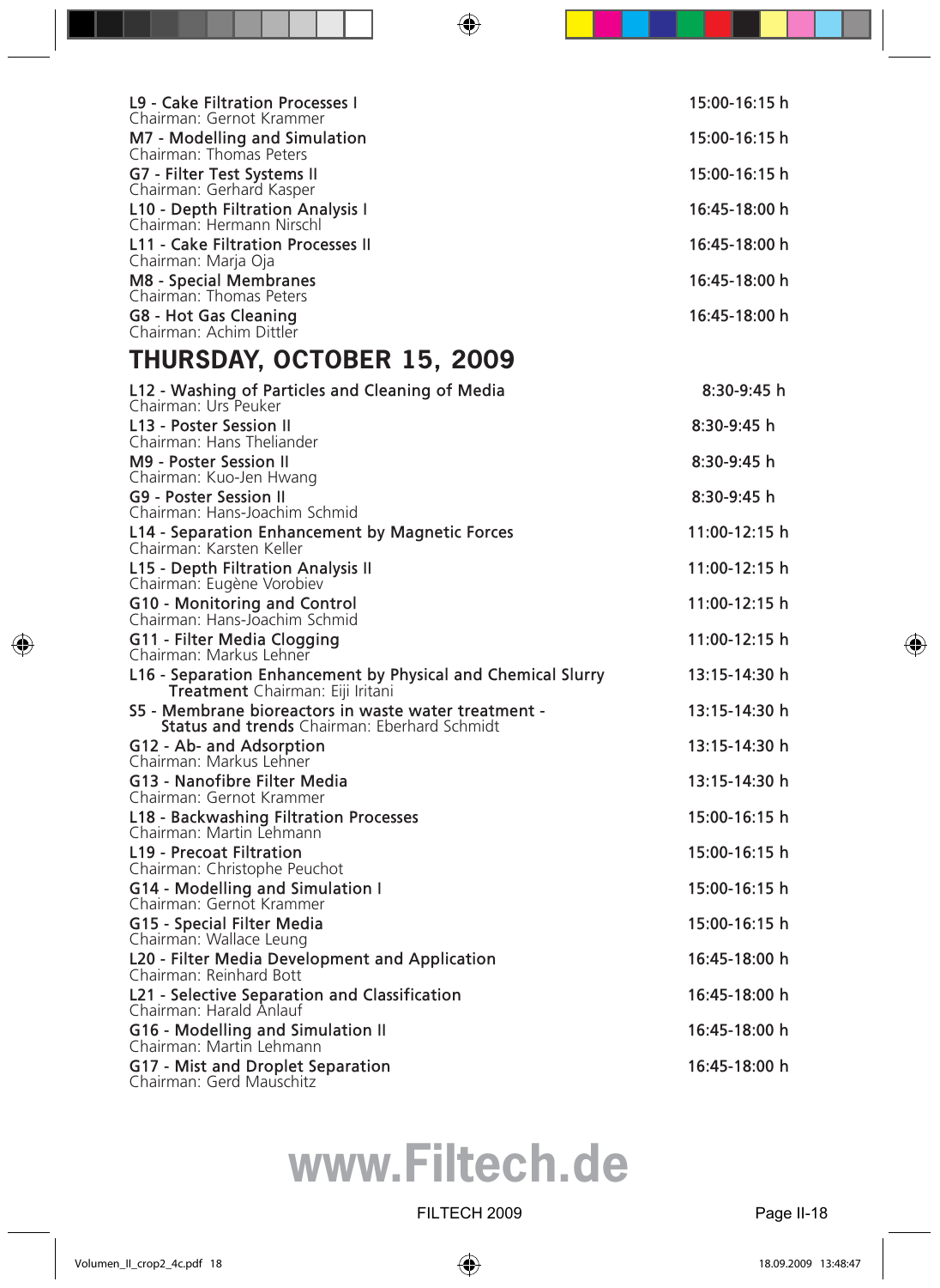**L9 - Cake Filtration Processes I** 15:00-16:15 h
Chairman: Gernot Krammer

**M7 - Modelling and Simulation** 15:00-16:15 h
Chairman: Thomas Peters

**G7 - Filter Test Systems II** 15:00-16:15 h
Chairman: Gerhard Kasper

**L10 - Depth Filtration Analysis I** 16:45-18:00 h
Chairman: Hermann Nirschl

**L11 - Cake Filtration Processes II** 16:45-18:00 h
Chairman: Marja Oja

**M8 - Special Membranes** 16:45-18:00 h
Chairman: Thomas Peters

**G8 - Hot Gas Cleaning** 16:45-18:00 h
Chairman: Achim Dittler

## THURSDAY, OCTOBER 15, 2009

**L12 - Washing of Particles and Cleaning of Media** 8:30-9:45 h
Chairman: Urs Peuker

**L13 - Poster Session II** 8:30-9:45 h
Chairman: Hans Theliander

**M9 - Poster Session II** 8:30-9:45 h
Chairman: Kuo-Jen Hwang

**G9 - Poster Session II** 8:30-9:45 h
Chairman: Hans-Joachim Schmid

**L14 - Separation Enhancement by Magnetic Forces** 11:00-12:15 h
Chairman: Karsten Keller

**L15 - Depth Filtration Analysis II** 11:00-12:15 h
Chairman: Eugène Vorobiev

**G10 - Monitoring and Control** 11:00-12:15 h
Chairman: Hans-Joachim Schmid

**G11 - Filter Media Clogging** 11:00-12:15 h
Chairman: Markus Lehner

**L16 - Separation Enhancement by Physical and Chemical Slurry Treatment** Chairman: Eiji Iritani 13:15-14:30 h

**S5 - Membrane bioreactors in waste water treatment - Status and trends** Chairman: Eberhard Schmidt 13:15-14:30 h

**G12 - Ab- and Adsorption** 13:15-14:30 h
Chairman: Markus Lehner

**G13 - Nanofibre Filter Media** 13:15-14:30 h
Chairman: Gernot Krammer

**L18 - Backwashing Filtration Processes** 15:00-16:15 h
Chairman: Martin Lehmann

**L19 - Precoat Filtration** 15:00-16:15 h
Chairman: Christophe Peuchot

**G14 - Modelling and Simulation I** 15:00-16:15 h
Chairman: Gernot Krammer

**G15 - Special Filter Media** 15:00-16:15 h
Chairman: Wallace Leung

**L20 - Filter Media Development and Application** 16:45-18:00 h
Chairman: Reinhard Bott

**L21 - Selective Separation and Classification** 16:45-18:00 h
Chairman: Harald Anlauf

**G16 - Modelling and Simulation II** 16:45-18:00 h
Chairman: Martin Lehmann

**G17 - Mist and Droplet Separation** 16:45-18:00 h
Chairman: Gerd Mauschitz

**www.Filtech.de**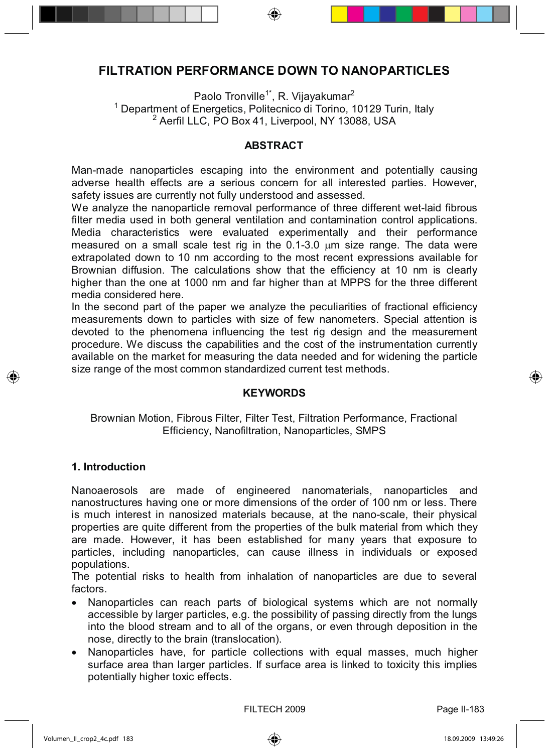# FILTRATION PERFORMANCE DOWN TO NANOPARTICLES

Paolo Tronville[1*], R. Vijayakumar[2]

[1] Department of Energetics, Politecnico di Torino, 10129 Turin, Italy

[2] Aerfil LLC, PO Box 41, Liverpool, NY 13088, USA

## ABSTRACT

Man-made nanoparticles escaping into the environment and potentially causing adverse health effects are a serious concern for all interested parties. However, safety issues are currently not fully understood and assessed.

We analyze the nanoparticle removal performance of three different wet-laid fibrous filter media used in both general ventilation and contamination control applications. Media characteristics were evaluated experimentally and their performance measured on a small scale test rig in the 0.1-3.0 μm size range. The data were extrapolated down to 10 nm according to the most recent expressions available for Brownian diffusion. The calculations show that the efficiency at 10 nm is clearly higher than the one at 1000 nm and far higher than at MPPS for the three different media considered here.

In the second part of the paper we analyze the peculiarities of fractional efficiency measurements down to particles with size of few nanometers. Special attention is devoted to the phenomena influencing the test rig design and the measurement procedure. We discuss the capabilities and the cost of the instrumentation currently available on the market for measuring the data needed and for widening the particle size range of the most common standardized current test methods.

## KEYWORDS

Brownian Motion, Fibrous Filter, Filter Test, Filtration Performance, Fractional Efficiency, Nanofiltration, Nanoparticles, SMPS

## 1. Introduction

Nanoaerosols are made of engineered nanomaterials, nanoparticles and nanostructures having one or more dimensions of the order of 100 nm or less. There is much interest in nanosized materials because, at the nano-scale, their physical properties are quite different from the properties of the bulk material from which they are made. However, it has been established for many years that exposure to particles, including nanoparticles, can cause illness in individuals or exposed populations.

The potential risks to health from inhalation of nanoparticles are due to several factors.

- Nanoparticles can reach parts of biological systems which are not normally accessible by larger particles, e.g. the possibility of passing directly from the lungs into the blood stream and to all of the organs, or even through deposition in the nose, directly to the brain (translocation).
- Nanoparticles have, for particle collections with equal masses, much higher surface area than larger particles. If surface area is linked to toxicity this implies potentially higher toxic effects.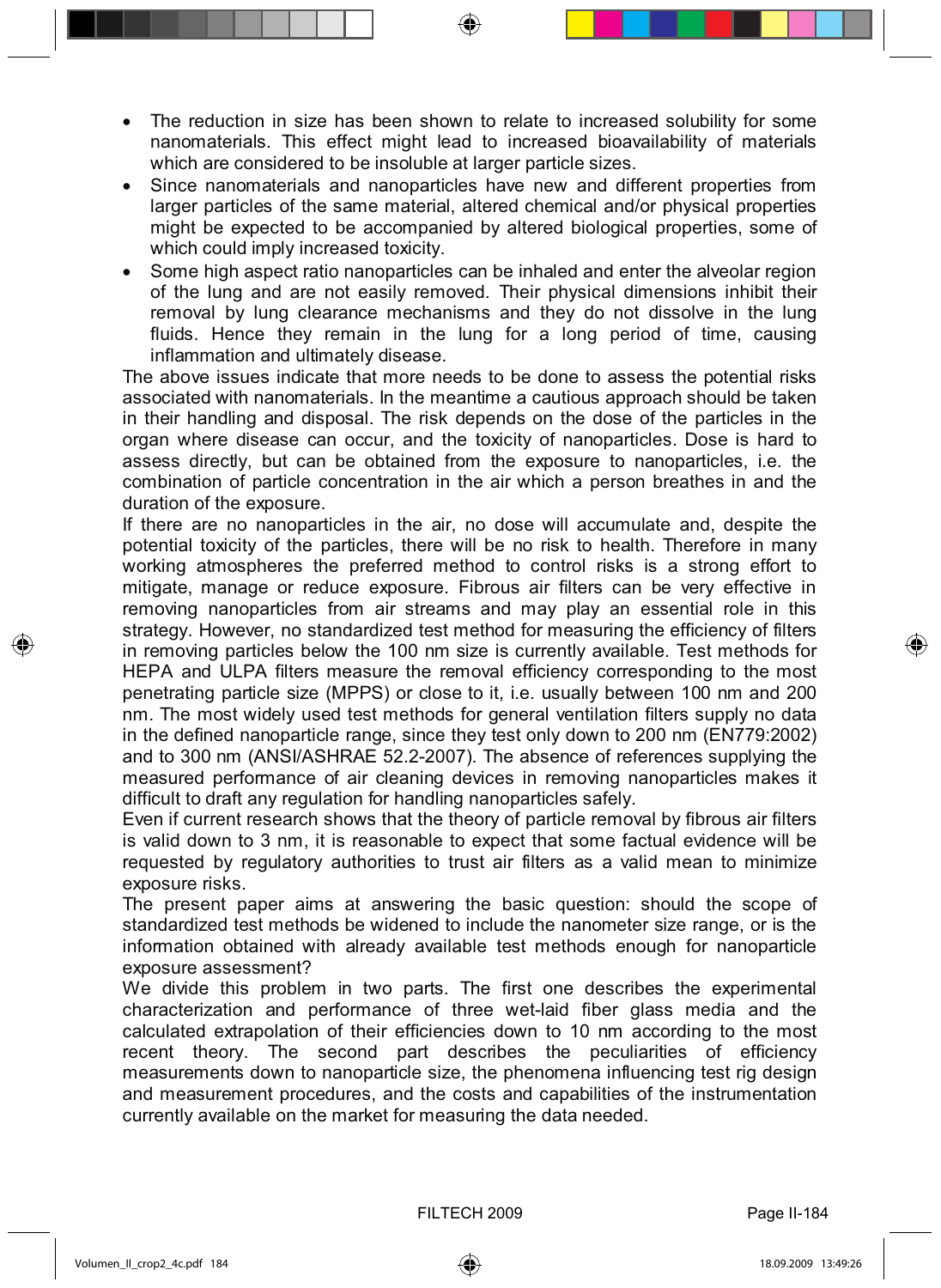- The reduction in size has been shown to relate to increased solubility for some nanomaterials. This effect might lead to increased bioavailability of materials which are considered to be insoluble at larger particle sizes.
- Since nanomaterials and nanoparticles have new and different properties from larger particles of the same material, altered chemical and/or physical properties might be expected to be accompanied by altered biological properties, some of which could imply increased toxicity.
- Some high aspect ratio nanoparticles can be inhaled and enter the alveolar region of the lung and are not easily removed. Their physical dimensions inhibit their removal by lung clearance mechanisms and they do not dissolve in the lung fluids. Hence they remain in the lung for a long period of time, causing inflammation and ultimately disease.

The above issues indicate that more needs to be done to assess the potential risks associated with nanomaterials. In the meantime a cautious approach should be taken in their handling and disposal. The risk depends on the dose of the particles in the organ where disease can occur, and the toxicity of nanoparticles. Dose is hard to assess directly, but can be obtained from the exposure to nanoparticles, i.e. the combination of particle concentration in the air which a person breathes in and the duration of the exposure.

If there are no nanoparticles in the air, no dose will accumulate and, despite the potential toxicity of the particles, there will be no risk to health. Therefore in many working atmospheres the preferred method to control risks is a strong effort to mitigate, manage or reduce exposure. Fibrous air filters can be very effective in removing nanoparticles from air streams and may play an essential role in this strategy. However, no standardized test method for measuring the efficiency of filters in removing particles below the 100 nm size is currently available. Test methods for HEPA and ULPA filters measure the removal efficiency corresponding to the most penetrating particle size (MPPS) or close to it, i.e. usually between 100 nm and 200 nm. The most widely used test methods for general ventilation filters supply no data in the defined nanoparticle range, since they test only down to 200 nm (EN779:2002) and to 300 nm (ANSI/ASHRAE 52.2-2007). The absence of references supplying the measured performance of air cleaning devices in removing nanoparticles makes it difficult to draft any regulation for handling nanoparticles safely.

Even if current research shows that the theory of particle removal by fibrous air filters is valid down to 3 nm, it is reasonable to expect that some factual evidence will be requested by regulatory authorities to trust air filters as a valid mean to minimize exposure risks.

The present paper aims at answering the basic question: should the scope of standardized test methods be widened to include the nanometer size range, or is the information obtained with already available test methods enough for nanoparticle exposure assessment?

We divide this problem in two parts. The first one describes the experimental characterization and performance of three wet-laid fiber glass media and the calculated extrapolation of their efficiencies down to 10 nm according to the most recent theory. The second part describes the peculiarities of efficiency measurements down to nanoparticle size, the phenomena influencing test rig design and measurement procedures, and the costs and capabilities of the instrumentation currently available on the market for measuring the data needed.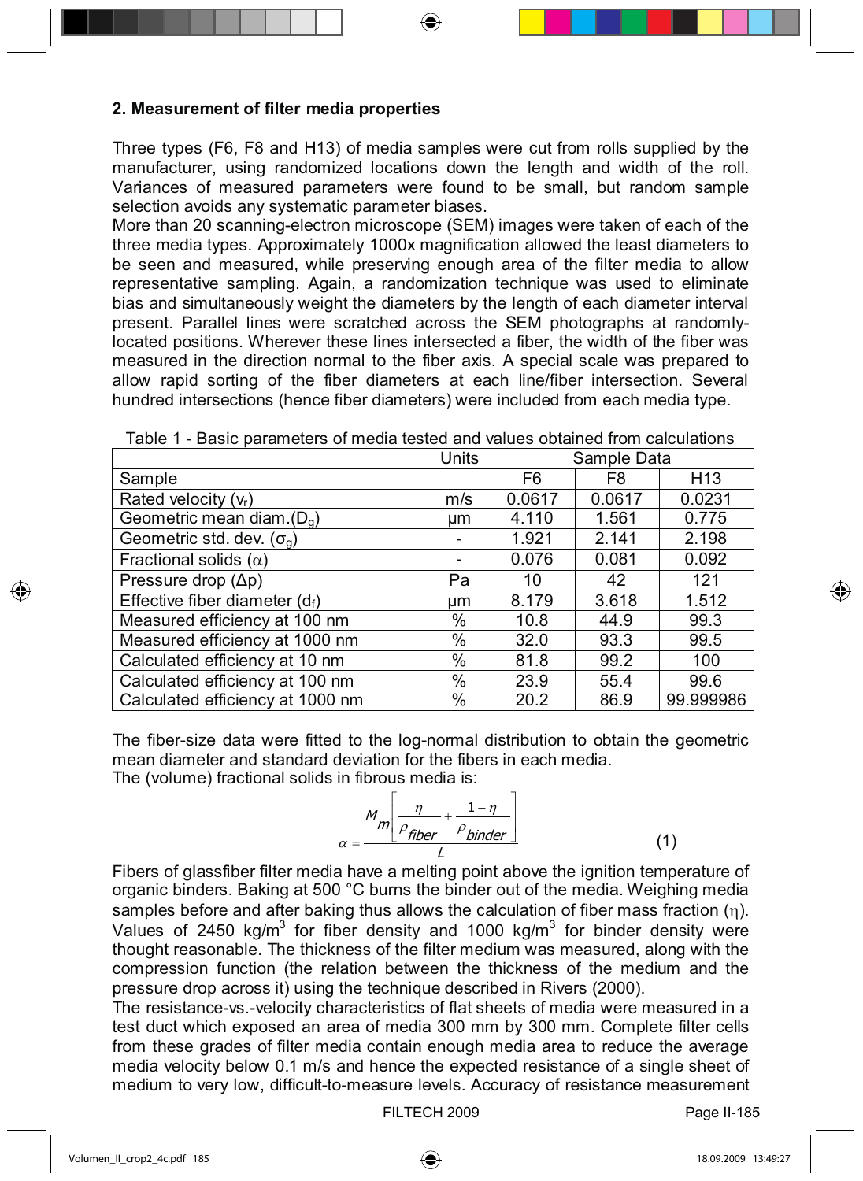## 2. Measurement of filter media properties

Three types (F6, F8 and H13) of media samples were cut from rolls supplied by the manufacturer, using randomized locations down the length and width of the roll. Variances of measured parameters were found to be small, but random sample selection avoids any systematic parameter biases.
More than 20 scanning-electron microscope (SEM) images were taken of each of the three media types. Approximately 1000x magnification allowed the least diameters to be seen and measured, while preserving enough area of the filter media to allow representative sampling. Again, a randomization technique was used to eliminate bias and simultaneously weight the diameters by the length of each diameter interval present. Parallel lines were scratched across the SEM photographs at randomly-located positions. Wherever these lines intersected a fiber, the width of the fiber was measured in the direction normal to the fiber axis. A special scale was prepared to allow rapid sorting of the fiber diameters at each line/fiber intersection. Several hundred intersections (hence fiber diameters) were included from each media type.

Table 1 - Basic parameters of media tested and values obtained from calculations

| | Units | Sample Data | | |
|---|---|---|---|---|
| Sample | | F6 | F8 | H13 |
| Rated velocity ($v_r$) | m/s | 0.0617 | 0.0617 | 0.0231 |
| Geometric mean diam.($D_g$) | μm | 4.110 | 1.561 | 0.775 |
| Geometric std. dev. ($\sigma_g$) | - | 1.921 | 2.141 | 2.198 |
| Fractional solids ($\alpha$) | - | 0.076 | 0.081 | 0.092 |
| Pressure drop ($\Delta p$) | Pa | 10 | 42 | 121 |
| Effective fiber diameter ($d_f$) | μm | 8.179 | 3.618 | 1.512 |
| Measured efficiency at 100 nm | % | 10.8 | 44.9 | 99.3 |
| Measured efficiency at 1000 nm | % | 32.0 | 93.3 | 99.5 |
| Calculated efficiency at 10 nm | % | 81.8 | 99.2 | 100 |
| Calculated efficiency at 100 nm | % | 23.9 | 55.4 | 99.6 |
| Calculated efficiency at 1000 nm | % | 20.2 | 86.9 | 99.999986 |

The fiber-size data were fitted to the log-normal distribution to obtain the geometric mean diameter and standard deviation for the fibers in each media.
The (volume) fractional solids in fibrous media is:

$$\alpha = \frac{M_m\left[\dfrac{\eta}{\rho_{fiber}} + \dfrac{1-\eta}{\rho_{binder}}\right]}{L} \tag{1}$$

Fibers of glassfiber filter media have a melting point above the ignition temperature of organic binders. Baking at 500 °C burns the binder out of the media. Weighing media samples before and after baking thus allows the calculation of fiber mass fraction ($\eta$). Values of 2450 kg/m$^3$ for fiber density and 1000 kg/m$^3$ for binder density were thought reasonable. The thickness of the filter medium was measured, along with the compression function (the relation between the thickness of the medium and the pressure drop across it) using the technique described in Rivers (2000).
The resistance-vs.-velocity characteristics of flat sheets of media were measured in a test duct which exposed an area of media 300 mm by 300 mm. Complete filter cells from these grades of filter media contain enough media area to reduce the average media velocity below 0.1 m/s and hence the expected resistance of a single sheet of medium to very low, difficult-to-measure levels. Accuracy of resistance measurement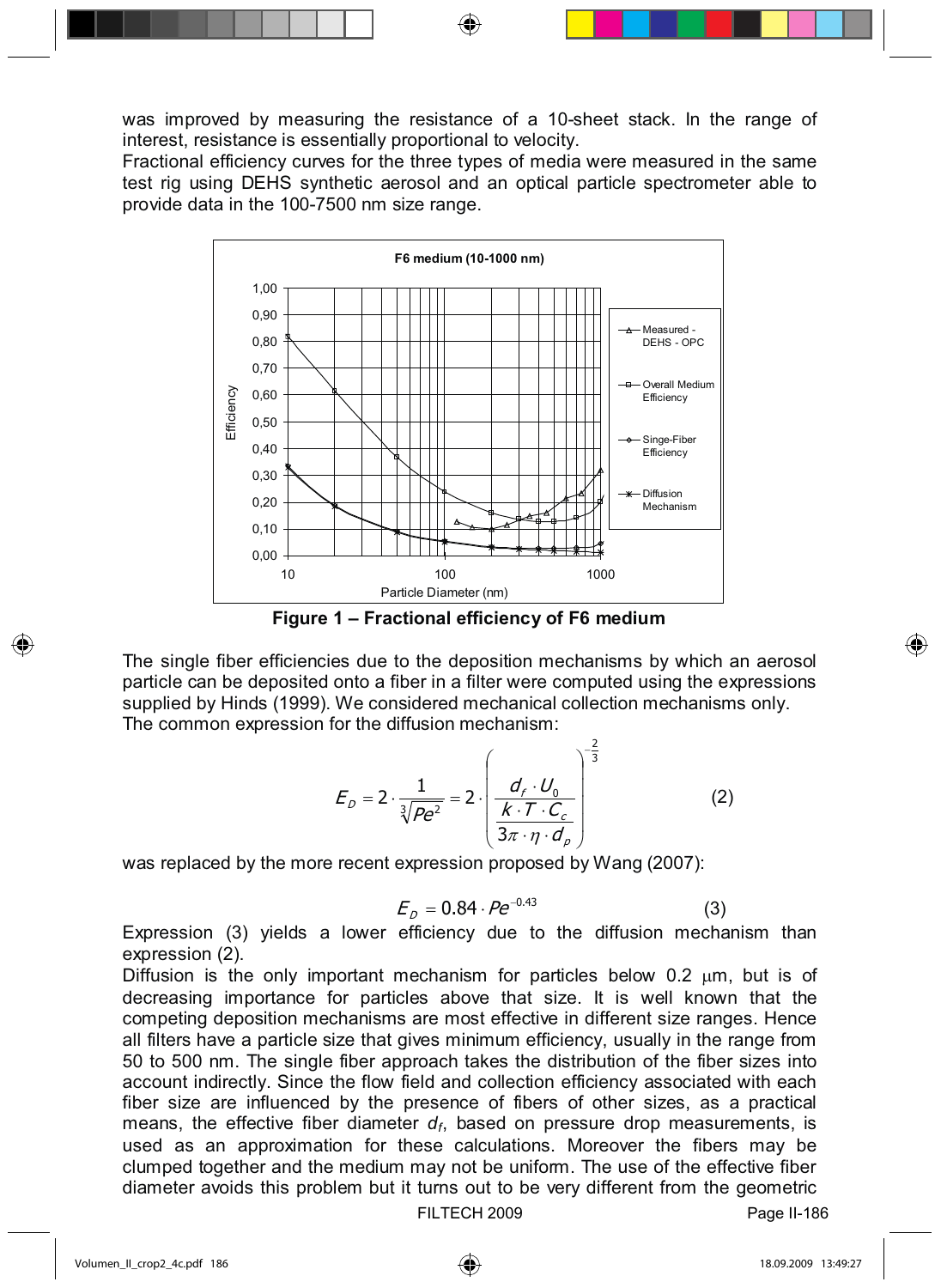was improved by measuring the resistance of a 10-sheet stack. In the range of interest, resistance is essentially proportional to velocity.

Fractional efficiency curves for the three types of media were measured in the same test rig using DEHS synthetic aerosol and an optical particle spectrometer able to provide data in the 100-7500 nm size range.

F6 medium (10-1000 nm)

Efficiency

1,00
0,90
0,80
0,70
0,60
0,50
0,40
0,30
0,20
0,10
0,00

10
100
1000

Particle Diameter (nm)

Measured - DEHS - OPC

Overall Medium Efficiency

Singe-Fiber Efficiency

Diffusion Mechanism

**Figure 1 – Fractional efficiency of F6 medium**

The single fiber efficiencies due to the deposition mechanisms by which an aerosol particle can be deposited onto a fiber in a filter were computed using the expressions supplied by Hinds (1999). We considered mechanical collection mechanisms only. The common expression for the diffusion mechanism:

$$E_D = 2 \cdot \frac{1}{\sqrt[3]{Pe^2}} = 2 \cdot \left( \frac{d_f \cdot U_0}{\dfrac{k \cdot T \cdot C_c}{3\pi \cdot \eta \cdot d_p}} \right)^{-\frac{2}{3}} \qquad (2)$$

was replaced by the more recent expression proposed by Wang (2007):

$$E_D = 0.84 \cdot Pe^{-0.43} \qquad (3)$$

Expression (3) yields a lower efficiency due to the diffusion mechanism than expression (2).

Diffusion is the only important mechanism for particles below 0.2 μm, but is of decreasing importance for particles above that size. It is well known that the competing deposition mechanisms are most effective in different size ranges. Hence all filters have a particle size that gives minimum efficiency, usually in the range from 50 to 500 nm. The single fiber approach takes the distribution of the fiber sizes into account indirectly. Since the flow field and collection efficiency associated with each fiber size are influenced by the presence of fibers of other sizes, as a practical means, the effective fiber diameter $d_f$, based on pressure drop measurements, is used as an approximation for these calculations. Moreover the fibers may be clumped together and the medium may not be uniform. The use of the effective fiber diameter avoids this problem but it turns out to be very different from the geometric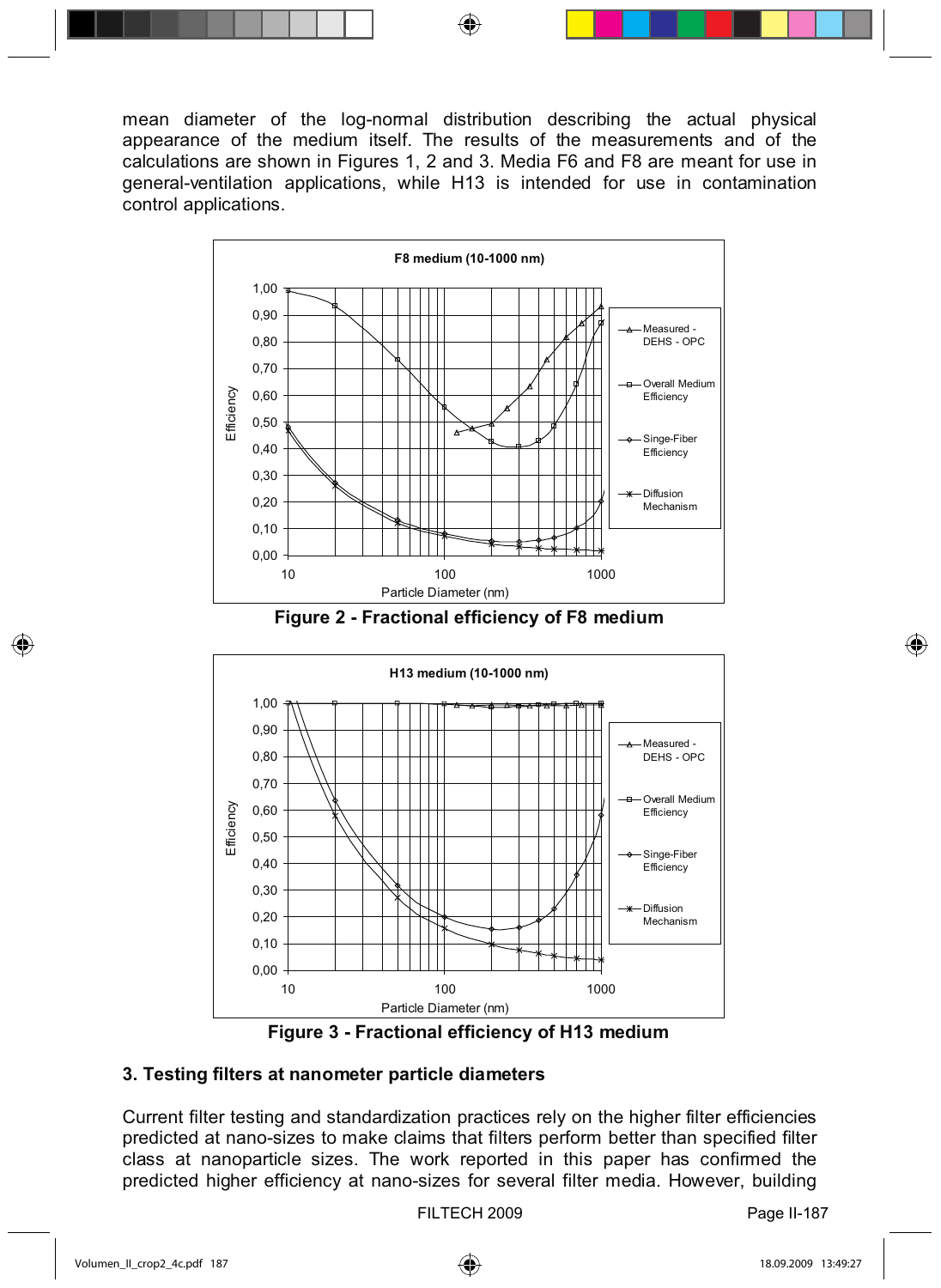mean diameter of the log-normal distribution describing the actual physical appearance of the medium itself. The results of the measurements and of the calculations are shown in Figures 1, 2 and 3. Media F6 and F8 are meant for use in general-ventilation applications, while H13 is intended for use in contamination control applications.

F8 medium (10-1000 nm)

Efficiency

1,00
0,90
0,80
0,70
0,60
0,50
0,40
0,30
0,20
0,10
0,00

10
100
1000

Particle Diameter (nm)

Measured - DEHS - OPC

Overall Medium Efficiency

Singe-Fiber Efficiency

Diffusion Mechanism

**Figure 2 - Fractional efficiency of F8 medium**

H13 medium (10-1000 nm)

Efficiency

1,00
0,90
0,80
0,70
0,60
0,50
0,40
0,30
0,20
0,10
0,00

10
100
1000

Particle Diameter (nm)

Measured - DEHS - OPC

Overall Medium Efficiency

Singe-Fiber Efficiency

Diffusion Mechanism

**Figure 3 - Fractional efficiency of H13 medium**

### 3. Testing filters at nanometer particle diameters

Current filter testing and standardization practices rely on the higher filter efficiencies predicted at nano-sizes to make claims that filters perform better than specified filter class at nanoparticle sizes. The work reported in this paper has confirmed the predicted higher efficiency at nano-sizes for several filter media. However, building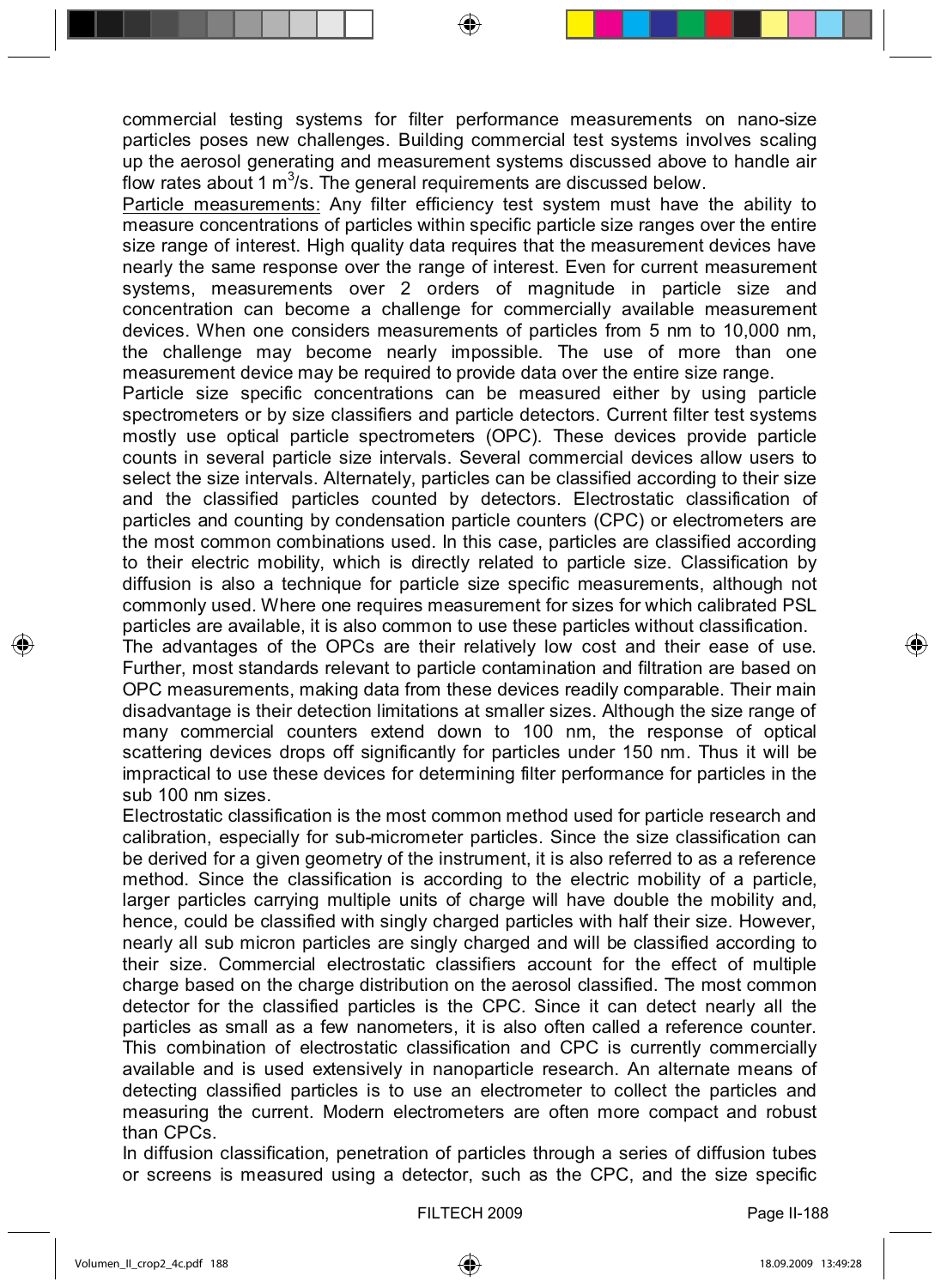commercial testing systems for filter performance measurements on nano-size particles poses new challenges. Building commercial test systems involves scaling up the aerosol generating and measurement systems discussed above to handle air flow rates about 1 $m^3/s$. The general requirements are discussed below.

Particle measurements: Any filter efficiency test system must have the ability to measure concentrations of particles within specific particle size ranges over the entire size range of interest. High quality data requires that the measurement devices have nearly the same response over the range of interest. Even for current measurement systems, measurements over 2 orders of magnitude in particle size and concentration can become a challenge for commercially available measurement devices. When one considers measurements of particles from 5 nm to 10,000 nm, the challenge may become nearly impossible. The use of more than one measurement device may be required to provide data over the entire size range.

Particle size specific concentrations can be measured either by using particle spectrometers or by size classifiers and particle detectors. Current filter test systems mostly use optical particle spectrometers (OPC). These devices provide particle counts in several particle size intervals. Several commercial devices allow users to select the size intervals. Alternately, particles can be classified according to their size and the classified particles counted by detectors. Electrostatic classification of particles and counting by condensation particle counters (CPC) or electrometers are the most common combinations used. In this case, particles are classified according to their electric mobility, which is directly related to particle size. Classification by diffusion is also a technique for particle size specific measurements, although not commonly used. Where one requires measurement for sizes for which calibrated PSL particles are available, it is also common to use these particles without classification.

The advantages of the OPCs are their relatively low cost and their ease of use. Further, most standards relevant to particle contamination and filtration are based on OPC measurements, making data from these devices readily comparable. Their main disadvantage is their detection limitations at smaller sizes. Although the size range of many commercial counters extend down to 100 nm, the response of optical scattering devices drops off significantly for particles under 150 nm. Thus it will be impractical to use these devices for determining filter performance for particles in the sub 100 nm sizes.

Electrostatic classification is the most common method used for particle research and calibration, especially for sub-micrometer particles. Since the size classification can be derived for a given geometry of the instrument, it is also referred to as a reference method. Since the classification is according to the electric mobility of a particle, larger particles carrying multiple units of charge will have double the mobility and, hence, could be classified with singly charged particles with half their size. However, nearly all sub micron particles are singly charged and will be classified according to their size. Commercial electrostatic classifiers account for the effect of multiple charge based on the charge distribution on the aerosol classified. The most common detector for the classified particles is the CPC. Since it can detect nearly all the particles as small as a few nanometers, it is also often called a reference counter. This combination of electrostatic classification and CPC is currently commercially available and is used extensively in nanoparticle research. An alternate means of detecting classified particles is to use an electrometer to collect the particles and measuring the current. Modern electrometers are often more compact and robust than CPCs.

In diffusion classification, penetration of particles through a series of diffusion tubes or screens is measured using a detector, such as the CPC, and the size specific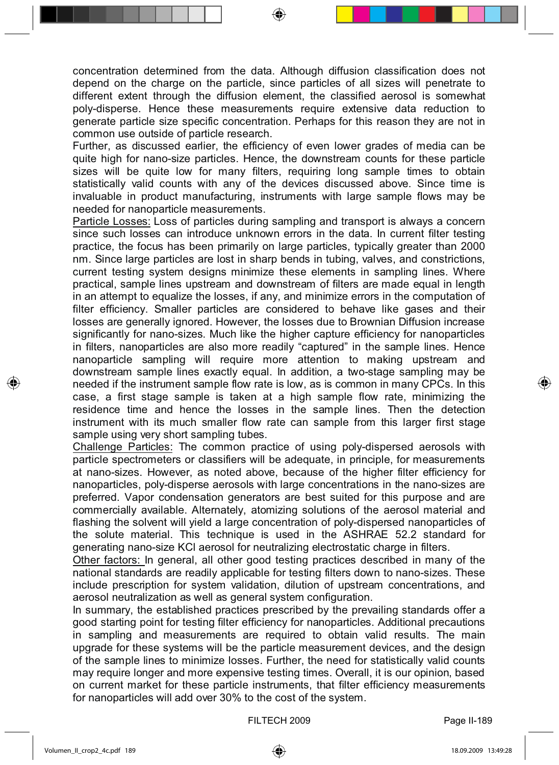concentration determined from the data. Although diffusion classification does not depend on the charge on the particle, since particles of all sizes will penetrate to different extent through the diffusion element, the classified aerosol is somewhat poly-disperse. Hence these measurements require extensive data reduction to generate particle size specific concentration. Perhaps for this reason they are not in common use outside of particle research.

Further, as discussed earlier, the efficiency of even lower grades of media can be quite high for nano-size particles. Hence, the downstream counts for these particle sizes will be quite low for many filters, requiring long sample times to obtain statistically valid counts with any of the devices discussed above. Since time is invaluable in product manufacturing, instruments with large sample flows may be needed for nanoparticle measurements.

Particle Losses: Loss of particles during sampling and transport is always a concern since such losses can introduce unknown errors in the data. In current filter testing practice, the focus has been primarily on large particles, typically greater than 2000 nm. Since large particles are lost in sharp bends in tubing, valves, and constrictions, current testing system designs minimize these elements in sampling lines. Where practical, sample lines upstream and downstream of filters are made equal in length in an attempt to equalize the losses, if any, and minimize errors in the computation of filter efficiency. Smaller particles are considered to behave like gases and their losses are generally ignored. However, the losses due to Brownian Diffusion increase significantly for nano-sizes. Much like the higher capture efficiency for nanoparticles in filters, nanoparticles are also more readily “captured” in the sample lines. Hence nanoparticle sampling will require more attention to making upstream and downstream sample lines exactly equal. In addition, a two-stage sampling may be needed if the instrument sample flow rate is low, as is common in many CPCs. In this case, a first stage sample is taken at a high sample flow rate, minimizing the residence time and hence the losses in the sample lines. Then the detection instrument with its much smaller flow rate can sample from this larger first stage sample using very short sampling tubes.

Challenge Particles: The common practice of using poly-dispersed aerosols with particle spectrometers or classifiers will be adequate, in principle, for measurements at nano-sizes. However, as noted above, because of the higher filter efficiency for nanoparticles, poly-disperse aerosols with large concentrations in the nano-sizes are preferred. Vapor condensation generators are best suited for this purpose and are commercially available. Alternately, atomizing solutions of the aerosol material and flashing the solvent will yield a large concentration of poly-dispersed nanoparticles of the solute material. This technique is used in the ASHRAE 52.2 standard for generating nano-size KCl aerosol for neutralizing electrostatic charge in filters.

Other factors: In general, all other good testing practices described in many of the national standards are readily applicable for testing filters down to nano-sizes. These include prescription for system validation, dilution of upstream concentrations, and aerosol neutralization as well as general system configuration.

In summary, the established practices prescribed by the prevailing standards offer a good starting point for testing filter efficiency for nanoparticles. Additional precautions in sampling and measurements are required to obtain valid results. The main upgrade for these systems will be the particle measurement devices, and the design of the sample lines to minimize losses. Further, the need for statistically valid counts may require longer and more expensive testing times. Overall, it is our opinion, based on current market for these particle instruments, that filter efficiency measurements for nanoparticles will add over 30% to the cost of the system.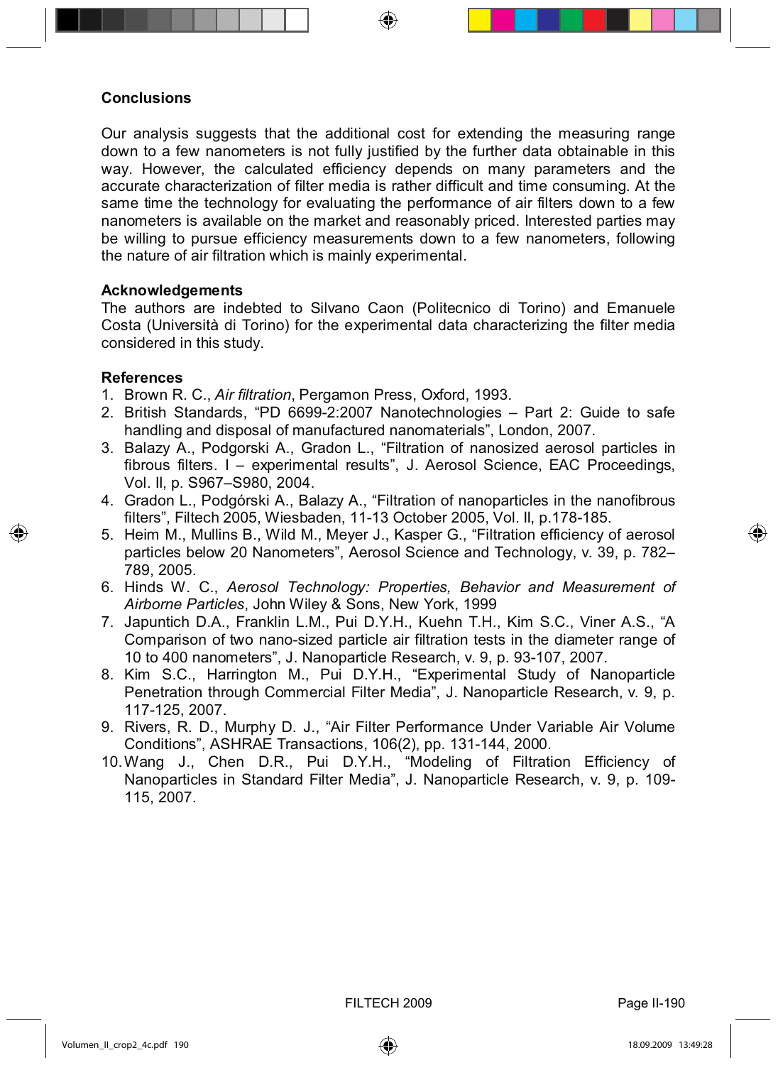## Conclusions

Our analysis suggests that the additional cost for extending the measuring range down to a few nanometers is not fully justified by the further data obtainable in this way. However, the calculated efficiency depends on many parameters and the accurate characterization of filter media is rather difficult and time consuming. At the same time the technology for evaluating the performance of air filters down to a few nanometers is available on the market and reasonably priced. Interested parties may be willing to pursue efficiency measurements down to a few nanometers, following the nature of air filtration which is mainly experimental.

### Acknowledgements

The authors are indebted to Silvano Caon (Politecnico di Torino) and Emanuele Costa (Università di Torino) for the experimental data characterizing the filter media considered in this study.

### References

1. Brown R. C., *Air filtration*, Pergamon Press, Oxford, 1993.
2. British Standards, "PD 6699-2:2007 Nanotechnologies – Part 2: Guide to safe handling and disposal of manufactured nanomaterials", London, 2007.
3. Balazy A., Podgorski A., Gradon L., "Filtration of nanosized aerosol particles in fibrous filters. I – experimental results", J. Aerosol Science, EAC Proceedings, Vol. II, p. S967–S980, 2004.
4. Gradon L., Podgórski A., Balazy A., "Filtration of nanoparticles in the nanofibrous filters", Filtech 2005, Wiesbaden, 11-13 October 2005, Vol. II, p.178-185.
5. Heim M., Mullins B., Wild M., Meyer J., Kasper G., "Filtration efficiency of aerosol particles below 20 Nanometers", Aerosol Science and Technology, v. 39, p. 782–789, 2005.
6. Hinds W. C., *Aerosol Technology: Properties, Behavior and Measurement of Airborne Particles*, John Wiley & Sons, New York, 1999
7. Japuntich D.A., Franklin L.M., Pui D.Y.H., Kuehn T.H., Kim S.C., Viner A.S., "A Comparison of two nano-sized particle air filtration tests in the diameter range of 10 to 400 nanometers", J. Nanoparticle Research, v. 9, p. 93-107, 2007.
8. Kim S.C., Harrington M., Pui D.Y.H., "Experimental Study of Nanoparticle Penetration through Commercial Filter Media", J. Nanoparticle Research, v. 9, p. 117-125, 2007.
9. Rivers, R. D., Murphy D. J., "Air Filter Performance Under Variable Air Volume Conditions", ASHRAE Transactions, 106(2), pp. 131-144, 2000.
10. Wang J., Chen D.R., Pui D.Y.H., "Modeling of Filtration Efficiency of Nanoparticles in Standard Filter Media", J. Nanoparticle Research, v. 9, p. 109-115, 2007.